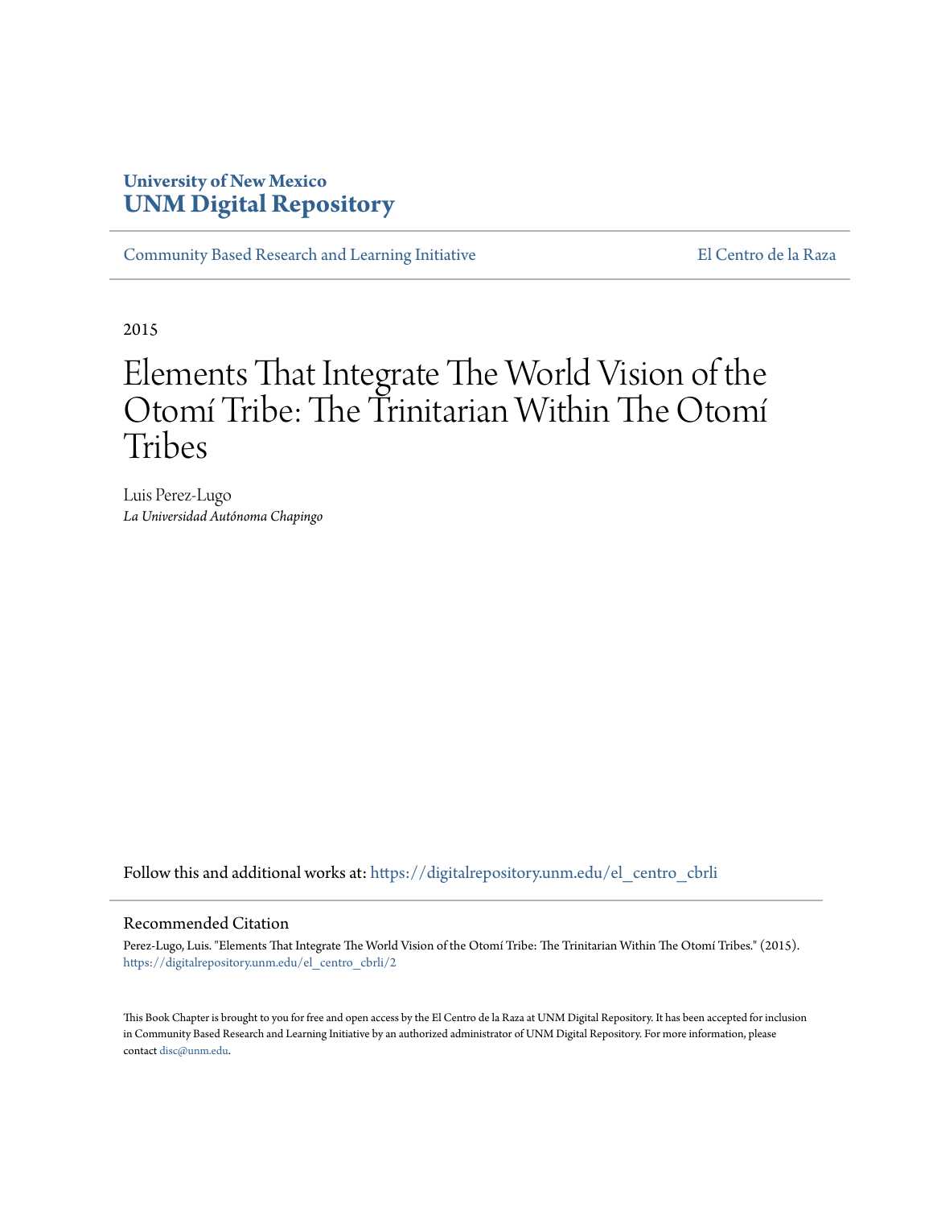University of New Mexico
**UNM Digital Repository**

Community Based Research and Learning Initiative | El Centro de la Raza

2015

# Elements That Integrate The World Vision of the Otomí Tribe: The Trinitarian Within The Otomí Tribes

Luis Perez-Lugo
*La Universidad Autónoma Chapingo*

Follow this and additional works at: https://digitalrepository.unm.edu/el_centro_cbrli

## Recommended Citation

Perez-Lugo, Luis. "Elements That Integrate The World Vision of the Otomí Tribe: The Trinitarian Within The Otomí Tribes." (2015). https://digitalrepository.unm.edu/el_centro_cbrli/2

This Book Chapter is brought to you for free and open access by the El Centro de la Raza at UNM Digital Repository. It has been accepted for inclusion in Community Based Research and Learning Initiative by an authorized administrator of UNM Digital Repository. For more information, please contact disc@unm.edu.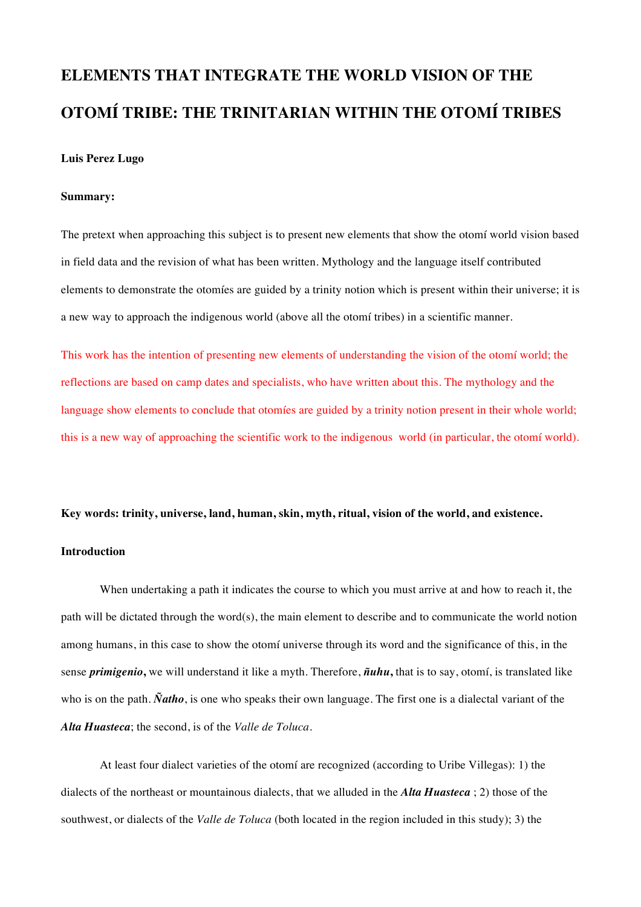# ELEMENTS THAT INTEGRATE THE WORLD VISION OF THE OTOMÍ TRIBE: THE TRINITARIAN WITHIN THE OTOMÍ TRIBES

**Luis Perez Lugo**

**Summary:**

The pretext when approaching this subject is to present new elements that show the otomí world vision based in field data and the revision of what has been written. Mythology and the language itself contributed elements to demonstrate the otomíes are guided by a trinity notion which is present within their universe; it is a new way to approach the indigenous world (above all the otomí tribes) in a scientific manner.

This work has the intention of presenting new elements of understanding the vision of the otomí world; the reflections are based on camp dates and specialists, who have written about this. The mythology and the language show elements to conclude that otomíes are guided by a trinity notion present in their whole world; this is a new way of approaching the scientific work to the indigenous world (in particular, the otomí world).

**Key words: trinity, universe, land, human, skin, myth, ritual, vision of the world, and existence.**

**Introduction**

When undertaking a path it indicates the course to which you must arrive at and how to reach it, the path will be dictated through the word(s), the main element to describe and to communicate the world notion among humans, in this case to show the otomí universe through its word and the significance of this, in the sense ***primigenio*****,** we will understand it like a myth. Therefore, ***ñuhu*****,** that is to say, otomí, is translated like who is on the path. ***Ñatho***, is one who speaks their own language. The first one is a dialectal variant of the ***Alta Huasteca***; the second, is of the *Valle de Toluca*.

At least four dialect varieties of the otomí are recognized (according to Uribe Villegas): 1) the dialects of the northeast or mountainous dialects, that we alluded in the ***Alta Huasteca*** ; 2) those of the southwest, or dialects of the *Valle de Toluca* (both located in the region included in this study); 3) the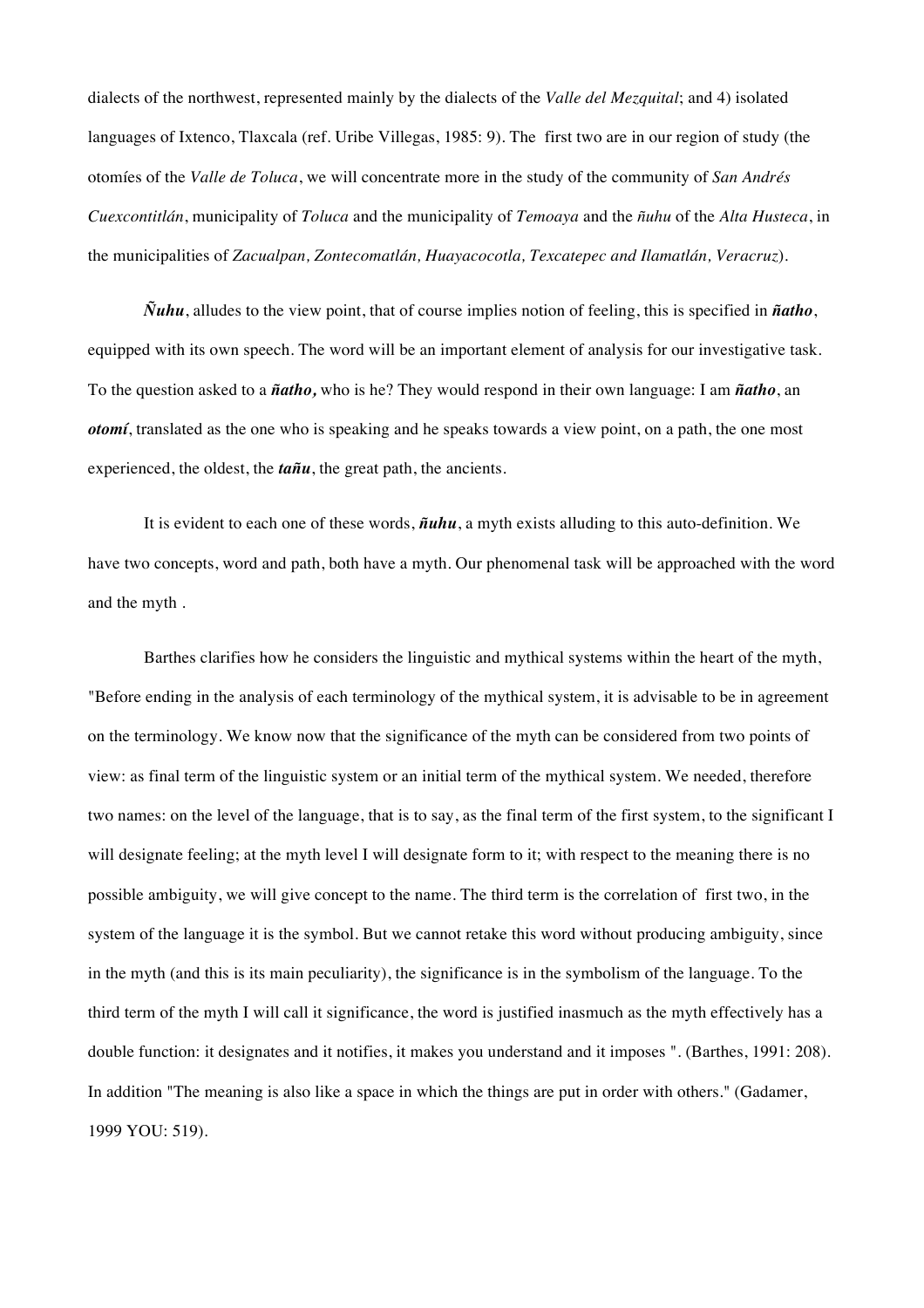dialects of the northwest, represented mainly by the dialects of the *Valle del Mezquital*; and 4) isolated languages of Ixtenco, Tlaxcala (ref. Uribe Villegas, 1985: 9). The first two are in our region of study (the otomíes of the *Valle de Toluca*, we will concentrate more in the study of the community of *San Andrés Cuexcontitlán*, municipality of *Toluca* and the municipality of *Temoaya* and the *ñuhu* of the *Alta Husteca*, in the municipalities of *Zacualpan, Zontecomatlán, Huayacocotla, Texcatepec and Ilamatlán, Veracruz*).

***Ñuhu***, alludes to the view point, that of course implies notion of feeling, this is specified in ***ñatho***, equipped with its own speech. The word will be an important element of analysis for our investigative task. To the question asked to a ***ñatho,*** who is he? They would respond in their own language: I am ***ñatho***, an ***otomí***, translated as the one who is speaking and he speaks towards a view point, on a path, the one most experienced, the oldest, the ***tañu***, the great path, the ancients.

It is evident to each one of these words, ***ñuhu***, a myth exists alluding to this auto-definition. We have two concepts, word and path, both have a myth. Our phenomenal task will be approached with the word and the myth .

Barthes clarifies how he considers the linguistic and mythical systems within the heart of the myth, "Before ending in the analysis of each terminology of the mythical system, it is advisable to be in agreement on the terminology. We know now that the significance of the myth can be considered from two points of view: as final term of the linguistic system or an initial term of the mythical system. We needed, therefore two names: on the level of the language, that is to say, as the final term of the first system, to the significant I will designate feeling; at the myth level I will designate form to it; with respect to the meaning there is no possible ambiguity, we will give concept to the name. The third term is the correlation of first two, in the system of the language it is the symbol. But we cannot retake this word without producing ambiguity, since in the myth (and this is its main peculiarity), the significance is in the symbolism of the language. To the third term of the myth I will call it significance, the word is justified inasmuch as the myth effectively has a double function: it designates and it notifies, it makes you understand and it imposes ". (Barthes, 1991: 208). In addition "The meaning is also like a space in which the things are put in order with others." (Gadamer, 1999 YOU: 519).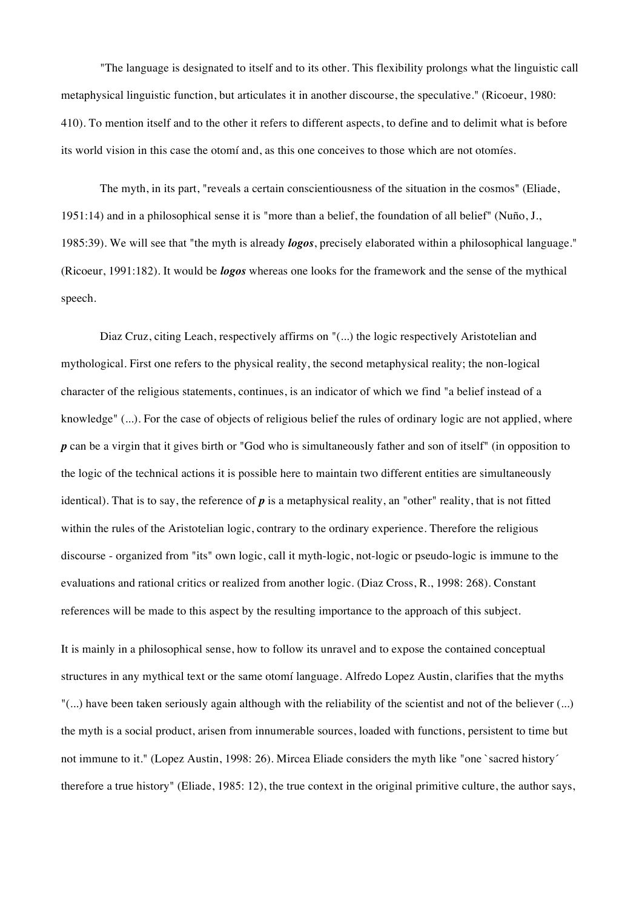"The language is designated to itself and to its other. This flexibility prolongs what the linguistic call metaphysical linguistic function, but articulates it in another discourse, the speculative." (Ricoeur, 1980: 410). To mention itself and to the other it refers to different aspects, to define and to delimit what is before its world vision in this case the otomí and, as this one conceives to those which are not otomíes.

The myth, in its part, "reveals a certain conscientiousness of the situation in the cosmos" (Eliade, 1951:14) and in a philosophical sense it is "more than a belief, the foundation of all belief" (Nuño, J., 1985:39). We will see that "the myth is already ***logos***, precisely elaborated within a philosophical language." (Ricoeur, 1991:182). It would be ***logos*** whereas one looks for the framework and the sense of the mythical speech.

Diaz Cruz, citing Leach, respectively affirms on "(...) the logic respectively Aristotelian and mythological. First one refers to the physical reality, the second metaphysical reality; the non-logical character of the religious statements, continues, is an indicator of which we find "a belief instead of a knowledge" (...). For the case of objects of religious belief the rules of ordinary logic are not applied, where ***p*** can be a virgin that it gives birth or "God who is simultaneously father and son of itself" (in opposition to the logic of the technical actions it is possible here to maintain two different entities are simultaneously identical). That is to say, the reference of ***p*** is a metaphysical reality, an "other" reality, that is not fitted within the rules of the Aristotelian logic, contrary to the ordinary experience. Therefore the religious discourse - organized from "its" own logic, call it myth-logic, not-logic or pseudo-logic is immune to the evaluations and rational critics or realized from another logic. (Diaz Cross, R., 1998: 268). Constant references will be made to this aspect by the resulting importance to the approach of this subject.

It is mainly in a philosophical sense, how to follow its unravel and to expose the contained conceptual structures in any mythical text or the same otomí language. Alfredo Lopez Austin, clarifies that the myths "(...) have been taken seriously again although with the reliability of the scientist and not of the believer (...) the myth is a social product, arisen from innumerable sources, loaded with functions, persistent to time but not immune to it." (Lopez Austin, 1998: 26). Mircea Eliade considers the myth like "one `sacred history´ therefore a true history" (Eliade, 1985: 12), the true context in the original primitive culture, the author says,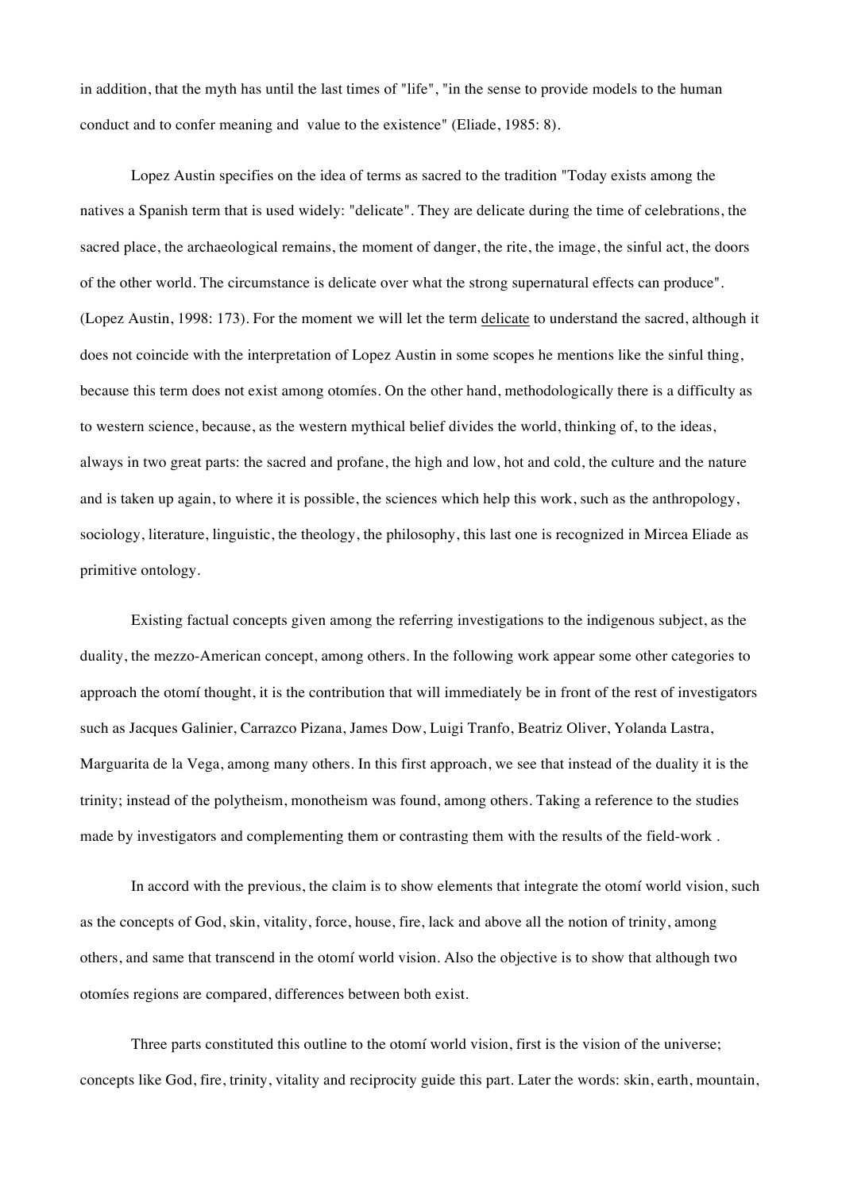in addition, that the myth has until the last times of "life", "in the sense to provide models to the human conduct and to confer meaning and value to the existence" (Eliade, 1985: 8).

Lopez Austin specifies on the idea of terms as sacred to the tradition "Today exists among the natives a Spanish term that is used widely: "delicate". They are delicate during the time of celebrations, the sacred place, the archaeological remains, the moment of danger, the rite, the image, the sinful act, the doors of the other world. The circumstance is delicate over what the strong supernatural effects can produce". (Lopez Austin, 1998: 173). For the moment we will let the term delicate to understand the sacred, although it does not coincide with the interpretation of Lopez Austin in some scopes he mentions like the sinful thing, because this term does not exist among otomíes. On the other hand, methodologically there is a difficulty as to western science, because, as the western mythical belief divides the world, thinking of, to the ideas, always in two great parts: the sacred and profane, the high and low, hot and cold, the culture and the nature and is taken up again, to where it is possible, the sciences which help this work, such as the anthropology, sociology, literature, linguistic, the theology, the philosophy, this last one is recognized in Mircea Eliade as primitive ontology.

Existing factual concepts given among the referring investigations to the indigenous subject, as the duality, the mezzo-American concept, among others. In the following work appear some other categories to approach the otomí thought, it is the contribution that will immediately be in front of the rest of investigators such as Jacques Galinier, Carrazco Pizana, James Dow, Luigi Tranfo, Beatriz Oliver, Yolanda Lastra, Marguarita de la Vega, among many others. In this first approach, we see that instead of the duality it is the trinity; instead of the polytheism, monotheism was found, among others. Taking a reference to the studies made by investigators and complementing them or contrasting them with the results of the field-work .

In accord with the previous, the claim is to show elements that integrate the otomí world vision, such as the concepts of God, skin, vitality, force, house, fire, lack and above all the notion of trinity, among others, and same that transcend in the otomí world vision. Also the objective is to show that although two otomíes regions are compared, differences between both exist.

Three parts constituted this outline to the otomí world vision, first is the vision of the universe; concepts like God, fire, trinity, vitality and reciprocity guide this part. Later the words: skin, earth, mountain,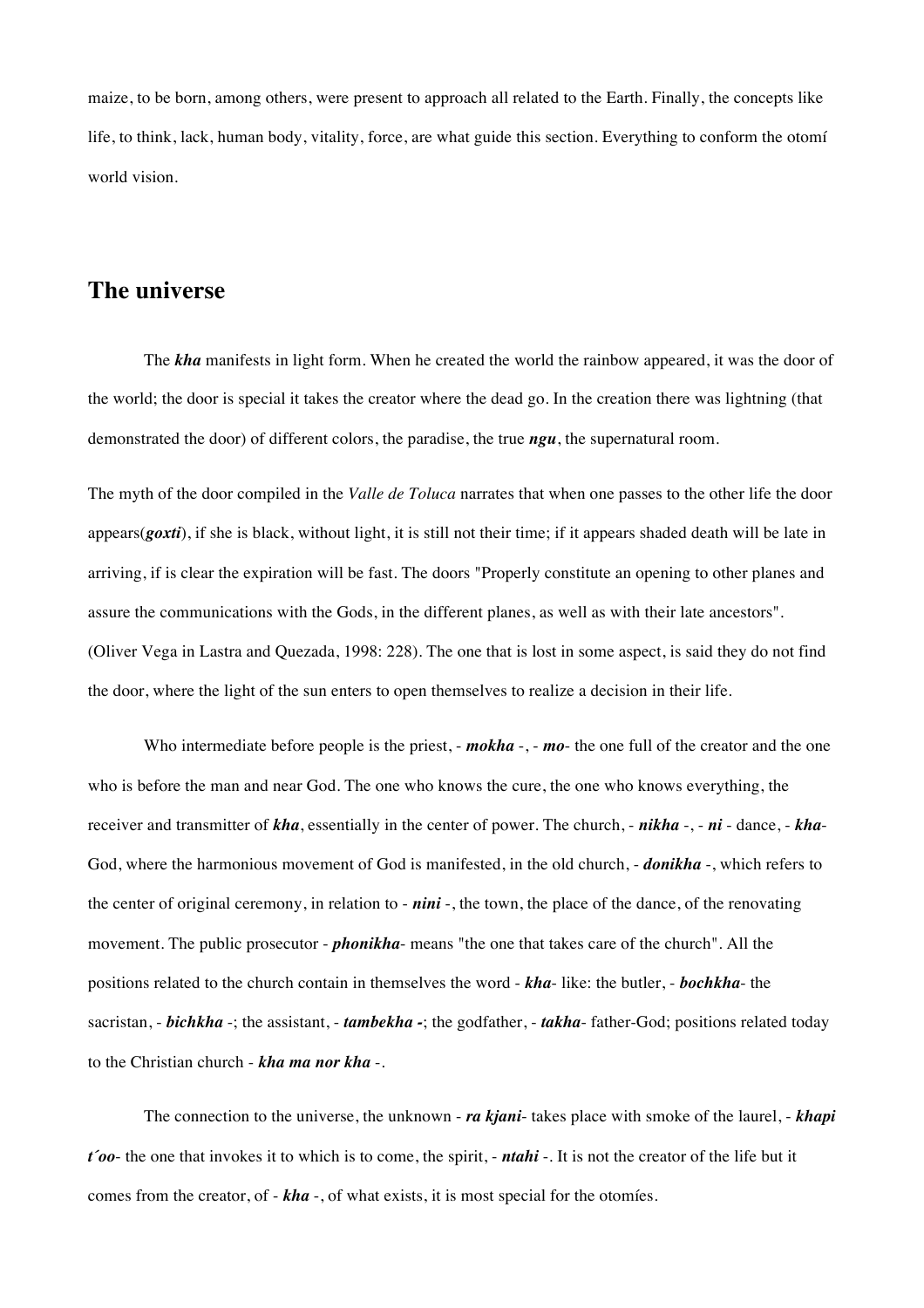maize, to be born, among others, were present to approach all related to the Earth. Finally, the concepts like life, to think, lack, human body, vitality, force, are what guide this section. Everything to conform the otomí world vision.

## The universe

The ***kha*** manifests in light form. When he created the world the rainbow appeared, it was the door of the world; the door is special it takes the creator where the dead go. In the creation there was lightning (that demonstrated the door) of different colors, the paradise, the true ***ngu***, the supernatural room.

The myth of the door compiled in the *Valle de Toluca* narrates that when one passes to the other life the door appears(***goxti***), if she is black, without light, it is still not their time; if it appears shaded death will be late in arriving, if is clear the expiration will be fast. The doors "Properly constitute an opening to other planes and assure the communications with the Gods, in the different planes, as well as with their late ancestors". (Oliver Vega in Lastra and Quezada, 1998: 228). The one that is lost in some aspect, is said they do not find the door, where the light of the sun enters to open themselves to realize a decision in their life.

Who intermediate before people is the priest, - ***mokha*** -, - ***mo***- the one full of the creator and the one who is before the man and near God. The one who knows the cure, the one who knows everything, the receiver and transmitter of ***kha***, essentially in the center of power. The church, - ***nikha*** -, - ***ni*** - dance, - ***kha***- God, where the harmonious movement of God is manifested, in the old church, - ***donikha*** -, which refers to the center of original ceremony, in relation to - ***nini*** -, the town, the place of the dance, of the renovating movement. The public prosecutor - ***phonikha***- means "the one that takes care of the church". All the positions related to the church contain in themselves the word - ***kha***- like: the butler, - ***bochkha***- the sacristan, - ***bichkha*** -; the assistant, - ***tambekha -***; the godfather, - ***takha***- father-God; positions related today to the Christian church - ***kha ma nor kha*** -.

The connection to the universe, the unknown - ***ra kjani***- takes place with smoke of the laurel, - ***khapi t´oo***- the one that invokes it to which is to come, the spirit, - ***ntahi*** -. It is not the creator of the life but it comes from the creator, of - ***kha*** -, of what exists, it is most special for the otomíes.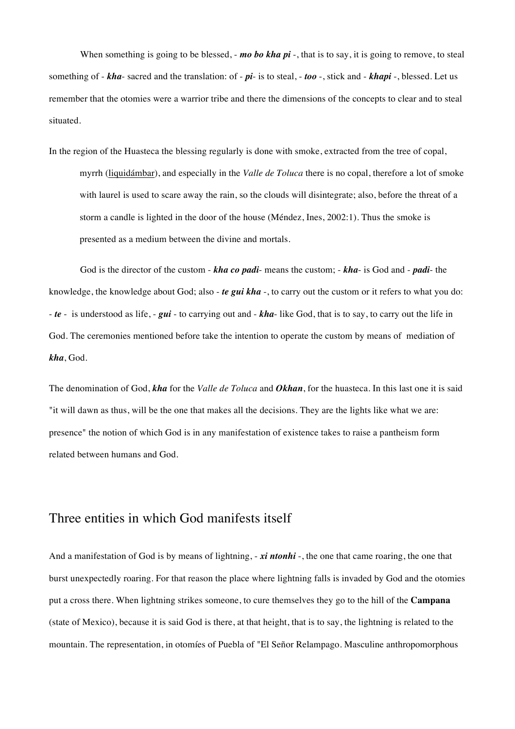When something is going to be blessed, - ***mo bo kha pi*** -, that is to say, it is going to remove, to steal something of - ***kha***- sacred and the translation: of - ***pi***- is to steal, - ***too*** -, stick and - ***khapi*** -, blessed. Let us remember that the otomies were a warrior tribe and there the dimensions of the concepts to clear and to steal situated.

In the region of the Huasteca the blessing regularly is done with smoke, extracted from the tree of copal,

> myrrh (liquidámbar), and especially in the *Valle de Toluca* there is no copal, therefore a lot of smoke with laurel is used to scare away the rain, so the clouds will disintegrate; also, before the threat of a storm a candle is lighted in the door of the house (Méndez, Ines, 2002:1). Thus the smoke is presented as a medium between the divine and mortals.

God is the director of the custom - ***kha co padi***- means the custom; - ***kha***- is God and - ***padi***- the knowledge, the knowledge about God; also - ***te gui kha*** -, to carry out the custom or it refers to what you do: - ***te*** - is understood as life, - ***gui*** - to carrying out and - ***kha***- like God, that is to say, to carry out the life in God. The ceremonies mentioned before take the intention to operate the custom by means of mediation of ***kha***, God.

The denomination of God, ***kha*** for the *Valle de Toluca* and ***Okhan***, for the huasteca. In this last one it is said "it will dawn as thus, will be the one that makes all the decisions. They are the lights like what we are: presence" the notion of which God is in any manifestation of existence takes to raise a pantheism form related between humans and God.

## Three entities in which God manifests itself

And a manifestation of God is by means of lightning, - ***xi ntonhi*** -, the one that came roaring, the one that burst unexpectedly roaring. For that reason the place where lightning falls is invaded by God and the otomies put a cross there. When lightning strikes someone, to cure themselves they go to the hill of the **Campana** (state of Mexico), because it is said God is there, at that height, that is to say, the lightning is related to the mountain. The representation, in otomíes of Puebla of "El Señor Relampago. Masculine anthropomorphous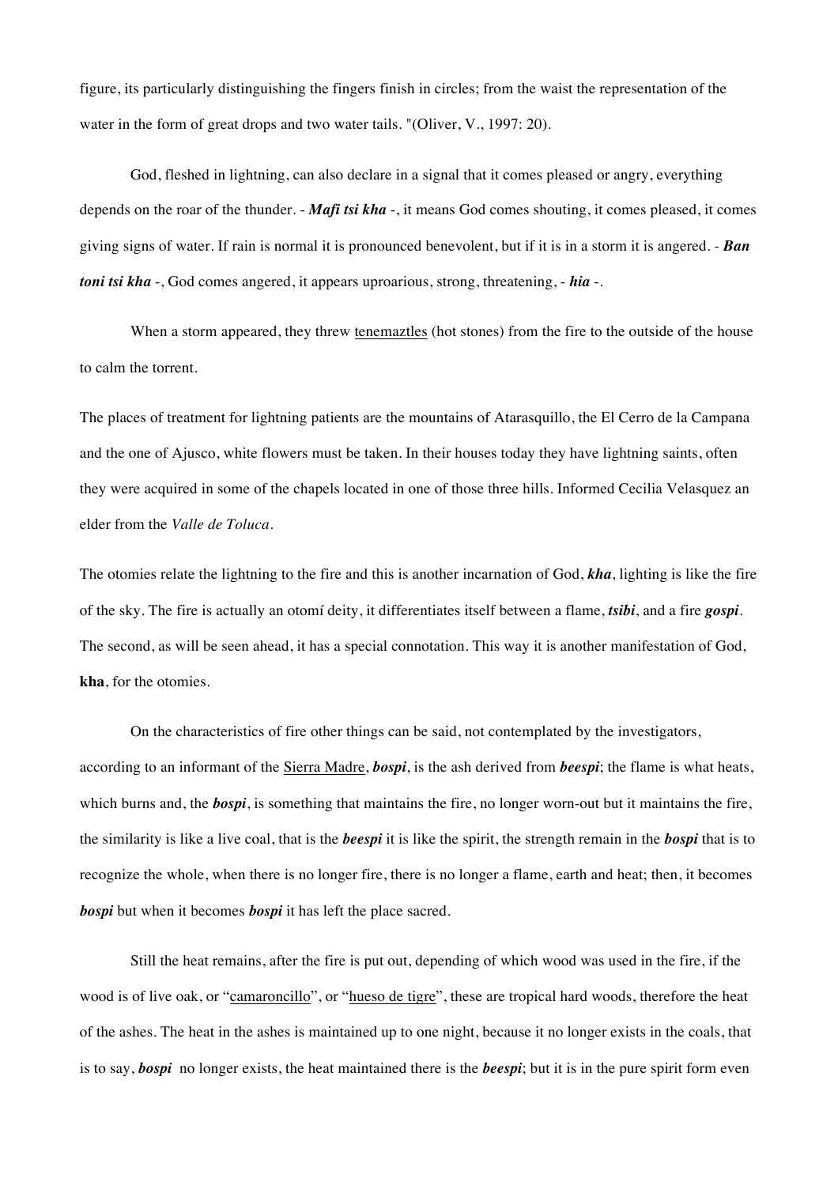figure, its particularly distinguishing the fingers finish in circles; from the waist the representation of the water in the form of great drops and two water tails. "(Oliver, V., 1997: 20).

God, fleshed in lightning, can also declare in a signal that it comes pleased or angry, everything depends on the roar of the thunder. - ***Mafi tsi kha*** -, it means God comes shouting, it comes pleased, it comes giving signs of water. If rain is normal it is pronounced benevolent, but if it is in a storm it is angered. - ***Ban toni tsi kha*** -, God comes angered, it appears uproarious, strong, threatening, - ***hia*** -.

When a storm appeared, they threw tenemaztles (hot stones) from the fire to the outside of the house to calm the torrent.

The places of treatment for lightning patients are the mountains of Atarasquillo, the El Cerro de la Campana and the one of Ajusco, white flowers must be taken. In their houses today they have lightning saints, often they were acquired in some of the chapels located in one of those three hills. Informed Cecilia Velasquez an elder from the *Valle de Toluca*.

The otomies relate the lightning to the fire and this is another incarnation of God, ***kha***, lighting is like the fire of the sky. The fire is actually an otomí deity, it differentiates itself between a flame, ***tsibi***, and a fire ***gospi***. The second, as will be seen ahead, it has a special connotation. This way it is another manifestation of God, **kha**, for the otomies.

On the characteristics of fire other things can be said, not contemplated by the investigators, according to an informant of the Sierra Madre, ***bospi***, is the ash derived from ***beespi***; the flame is what heats, which burns and, the ***bospi***, is something that maintains the fire, no longer worn-out but it maintains the fire, the similarity is like a live coal, that is the ***beespi*** it is like the spirit, the strength remain in the ***bospi*** that is to recognize the whole, when there is no longer fire, there is no longer a flame, earth and heat; then, it becomes ***bospi*** but when it becomes ***bospi*** it has left the place sacred.

Still the heat remains, after the fire is put out, depending of which wood was used in the fire, if the wood is of live oak, or "camaroncillo", or "hueso de tigre", these are tropical hard woods, therefore the heat of the ashes. The heat in the ashes is maintained up to one night, because it no longer exists in the coals, that is to say, ***bospi*** no longer exists, the heat maintained there is the ***beespi***; but it is in the pure spirit form even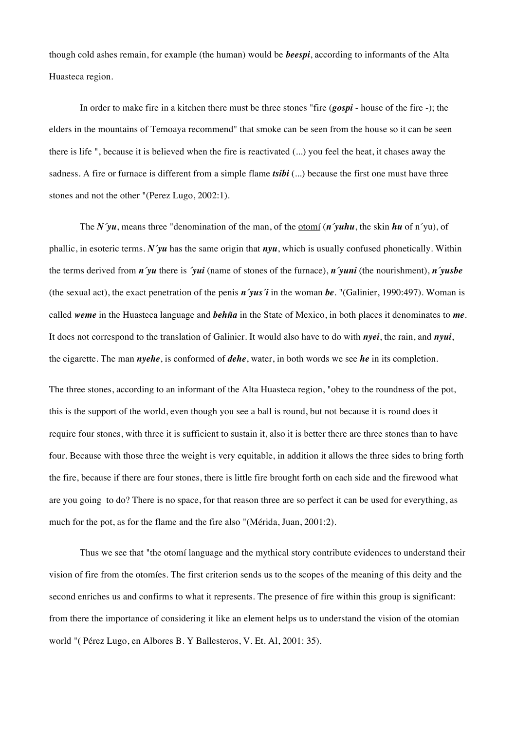though cold ashes remain, for example (the human) would be ***beespi***, according to informants of the Alta Huasteca region.

In order to make fire in a kitchen there must be three stones "fire (***gospi*** - house of the fire -); the elders in the mountains of Temoaya recommend" that smoke can be seen from the house so it can be seen there is life ", because it is believed when the fire is reactivated (...) you feel the heat, it chases away the sadness. A fire or furnace is different from a simple flame ***tsibi*** (...) because the first one must have three stones and not the other "(Perez Lugo, 2002:1).

The ***N´yu***, means three "denomination of the man, of the <u>otomí</u> (***n´yuhu***, the skin ***hu*** of n´yu), of phallic, in esoteric terms. ***N´yu*** has the same origin that ***nyu***, which is usually confused phonetically. Within the terms derived from ***n´yu*** there is ***´yui*** (name of stones of the furnace), ***n´yuni*** (the nourishment), ***n´yusbe*** (the sexual act), the exact penetration of the penis ***n´yus´i*** in the woman ***be***. "(Galinier, 1990:497). Woman is called ***weme*** in the Huasteca language and ***behña*** in the State of Mexico, in both places it denominates to ***me***. It does not correspond to the translation of Galinier. It would also have to do with ***nyei***, the rain, and ***nyui***, the cigarette. The man ***nyehe***, is conformed of ***dehe***, water, in both words we see ***he*** in its completion.

The three stones, according to an informant of the Alta Huasteca region, "obey to the roundness of the pot, this is the support of the world, even though you see a ball is round, but not because it is round does it require four stones, with three it is sufficient to sustain it, also it is better there are three stones than to have four. Because with those three the weight is very equitable, in addition it allows the three sides to bring forth the fire, because if there are four stones, there is little fire brought forth on each side and the firewood what are you going to do? There is no space, for that reason three are so perfect it can be used for everything, as much for the pot, as for the flame and the fire also "(Mérida, Juan, 2001:2).

Thus we see that "the otomí language and the mythical story contribute evidences to understand their vision of fire from the otomíes. The first criterion sends us to the scopes of the meaning of this deity and the second enriches us and confirms to what it represents. The presence of fire within this group is significant: from there the importance of considering it like an element helps us to understand the vision of the otomian world "( Pérez Lugo, en Albores B. Y Ballesteros, V. Et. Al, 2001: 35).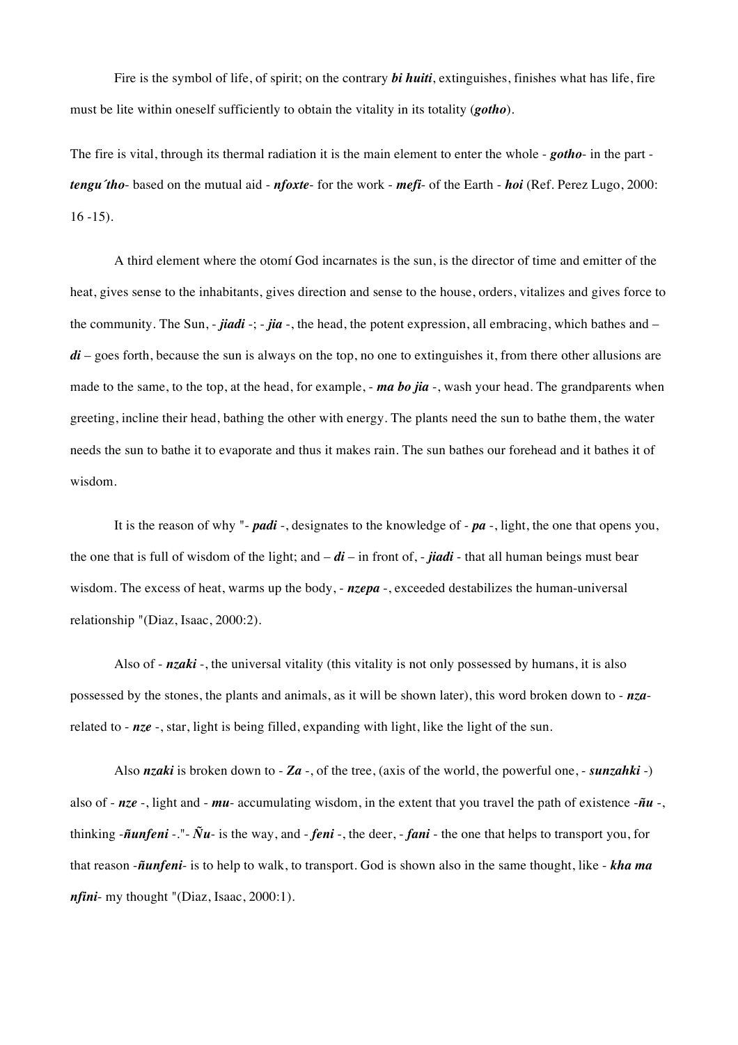Fire is the symbol of life, of spirit; on the contrary ***bi huiti***, extinguishes, finishes what has life, fire must be lite within oneself sufficiently to obtain the vitality in its totality (***gotho***).

The fire is vital, through its thermal radiation it is the main element to enter the whole - ***gotho***- in the part - ***tengu´tho***- based on the mutual aid - ***nfoxte***- for the work - ***mefi***- of the Earth - ***hoi*** (Ref. Perez Lugo, 2000: 16 -15).

A third element where the otomí God incarnates is the sun, is the director of time and emitter of the heat, gives sense to the inhabitants, gives direction and sense to the house, orders, vitalizes and gives force to the community. The Sun, - ***jiadi*** -; - ***jia*** -, the head, the potent expression, all embracing, which bathes and – ***di*** – goes forth, because the sun is always on the top, no one to extinguishes it, from there other allusions are made to the same, to the top, at the head, for example, - ***ma bo jia*** -, wash your head. The grandparents when greeting, incline their head, bathing the other with energy. The plants need the sun to bathe them, the water needs the sun to bathe it to evaporate and thus it makes rain. The sun bathes our forehead and it bathes it of wisdom.

It is the reason of why "- ***padi*** -, designates to the knowledge of - ***pa*** -, light, the one that opens you, the one that is full of wisdom of the light; and – ***di*** – in front of, - ***jiadi*** - that all human beings must bear wisdom. The excess of heat, warms up the body, - ***nzepa*** -, exceeded destabilizes the human-universal relationship "(Diaz, Isaac, 2000:2).

Also of - ***nzaki*** -, the universal vitality (this vitality is not only possessed by humans, it is also possessed by the stones, the plants and animals, as it will be shown later), this word broken down to - ***nza***- related to - ***nze*** -, star, light is being filled, expanding with light, like the light of the sun.

Also ***nzaki*** is broken down to - ***Za*** -, of the tree, (axis of the world, the powerful one, - ***sunzahki*** -) also of - ***nze*** -, light and - ***mu***- accumulating wisdom, in the extent that you travel the path of existence -***ñu*** -, thinking -***ñunfeni*** -."- ***Ñu***- is the way, and - ***feni*** -, the deer, - ***fani*** - the one that helps to transport you, for that reason -***ñunfeni***- is to help to walk, to transport. God is shown also in the same thought, like - ***kha ma nfini***- my thought "(Diaz, Isaac, 2000:1).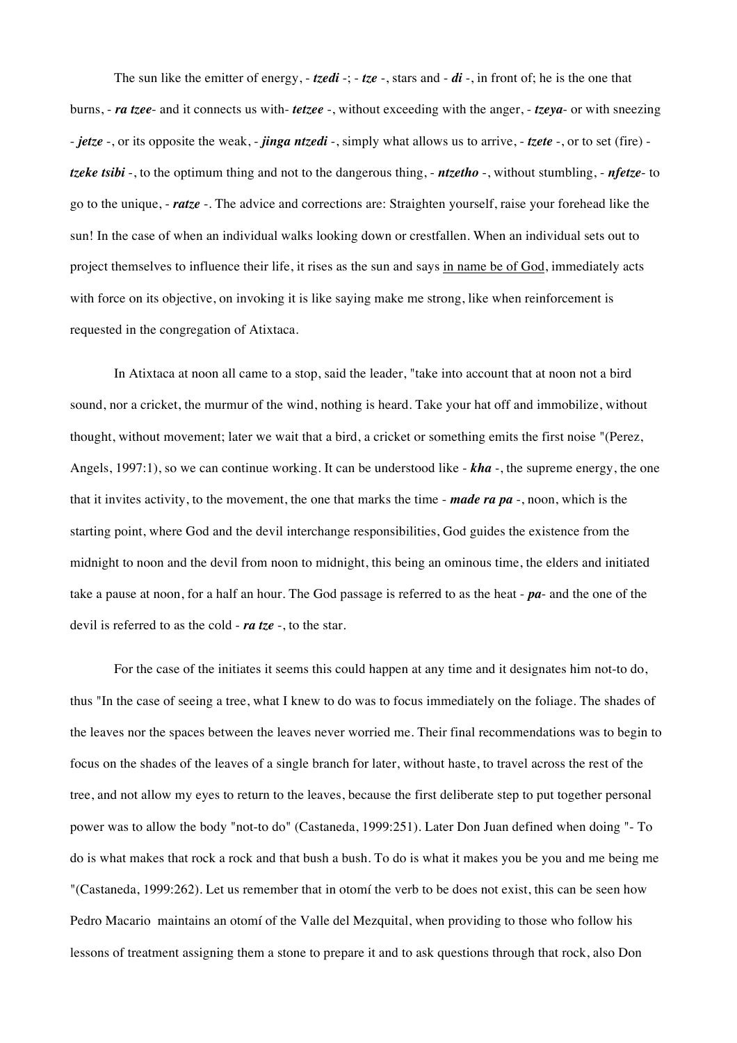The sun like the emitter of energy, - ***tzedi*** -; - ***tze*** -, stars and - ***di*** -, in front of; he is the one that burns, - ***ra tzee***- and it connects us with- ***tetzee*** -, without exceeding with the anger, - ***tzeya***- or with sneezing - ***jetze*** -, or its opposite the weak, - ***jinga ntzedi*** -, simply what allows us to arrive, - ***tzete*** -, or to set (fire) - ***tzeke tsibi*** -, to the optimum thing and not to the dangerous thing, - ***ntzetho*** -, without stumbling, - ***nfetze***- to go to the unique, - ***ratze*** -. The advice and corrections are: Straighten yourself, raise your forehead like the sun! In the case of when an individual walks looking down or crestfallen. When an individual sets out to project themselves to influence their life, it rises as the sun and says <u>in name be of God</u>, immediately acts with force on its objective, on invoking it is like saying make me strong, like when reinforcement is requested in the congregation of Atixtaca.

In Atixtaca at noon all came to a stop, said the leader, "take into account that at noon not a bird sound, nor a cricket, the murmur of the wind, nothing is heard. Take your hat off and immobilize, without thought, without movement; later we wait that a bird, a cricket or something emits the first noise "(Perez, Angels, 1997:1), so we can continue working. It can be understood like - ***kha*** -, the supreme energy, the one that it invites activity, to the movement, the one that marks the time - ***made ra pa*** -, noon, which is the starting point, where God and the devil interchange responsibilities, God guides the existence from the midnight to noon and the devil from noon to midnight, this being an ominous time, the elders and initiated take a pause at noon, for a half an hour. The God passage is referred to as the heat - ***pa***- and the one of the devil is referred to as the cold - ***ra tze*** -, to the star.

For the case of the initiates it seems this could happen at any time and it designates him not-to do, thus "In the case of seeing a tree, what I knew to do was to focus immediately on the foliage. The shades of the leaves nor the spaces between the leaves never worried me. Their final recommendations was to begin to focus on the shades of the leaves of a single branch for later, without haste, to travel across the rest of the tree, and not allow my eyes to return to the leaves, because the first deliberate step to put together personal power was to allow the body "not-to do" (Castaneda, 1999:251). Later Don Juan defined when doing "- To do is what makes that rock a rock and that bush a bush. To do is what it makes you be you and me being me "(Castaneda, 1999:262). Let us remember that in otomí the verb to be does not exist, this can be seen how Pedro Macario maintains an otomí of the Valle del Mezquital, when providing to those who follow his lessons of treatment assigning them a stone to prepare it and to ask questions through that rock, also Don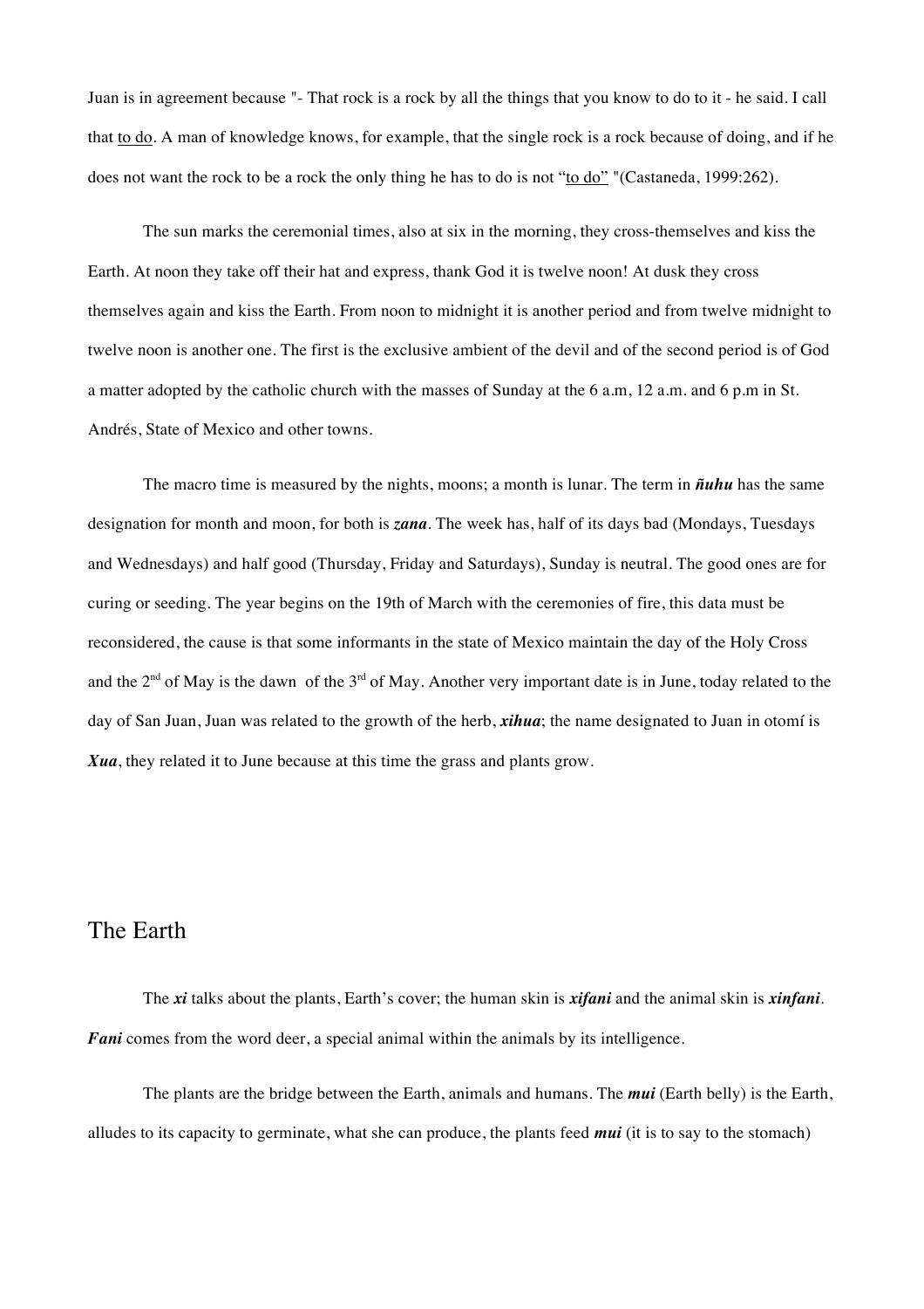Juan is in agreement because "- That rock is a rock by all the things that you know to do to it - he said. I call that to do. A man of knowledge knows, for example, that the single rock is a rock because of doing, and if he does not want the rock to be a rock the only thing he has to do is not "to do" "(Castaneda, 1999:262).

The sun marks the ceremonial times, also at six in the morning, they cross-themselves and kiss the Earth. At noon they take off their hat and express, thank God it is twelve noon! At dusk they cross themselves again and kiss the Earth. From noon to midnight it is another period and from twelve midnight to twelve noon is another one. The first is the exclusive ambient of the devil and of the second period is of God a matter adopted by the catholic church with the masses of Sunday at the 6 a.m, 12 a.m. and 6 p.m in St. Andrés, State of Mexico and other towns.

The macro time is measured by the nights, moons; a month is lunar. The term in ***ñuhu*** has the same designation for month and moon, for both is ***zana***. The week has, half of its days bad (Mondays, Tuesdays and Wednesdays) and half good (Thursday, Friday and Saturdays), Sunday is neutral. The good ones are for curing or seeding. The year begins on the 19th of March with the ceremonies of fire, this data must be reconsidered, the cause is that some informants in the state of Mexico maintain the day of the Holy Cross and the 2nd of May is the dawn of the 3rd of May. Another very important date is in June, today related to the day of San Juan, Juan was related to the growth of the herb, ***xihua***; the name designated to Juan in otomí is ***Xua***, they related it to June because at this time the grass and plants grow.

## The Earth

The ***xi*** talks about the plants, Earth's cover; the human skin is ***xifani*** and the animal skin is ***xinfani***. ***Fani*** comes from the word deer, a special animal within the animals by its intelligence.

The plants are the bridge between the Earth, animals and humans. The ***mui*** (Earth belly) is the Earth, alludes to its capacity to germinate, what she can produce, the plants feed ***mui*** (it is to say to the stomach)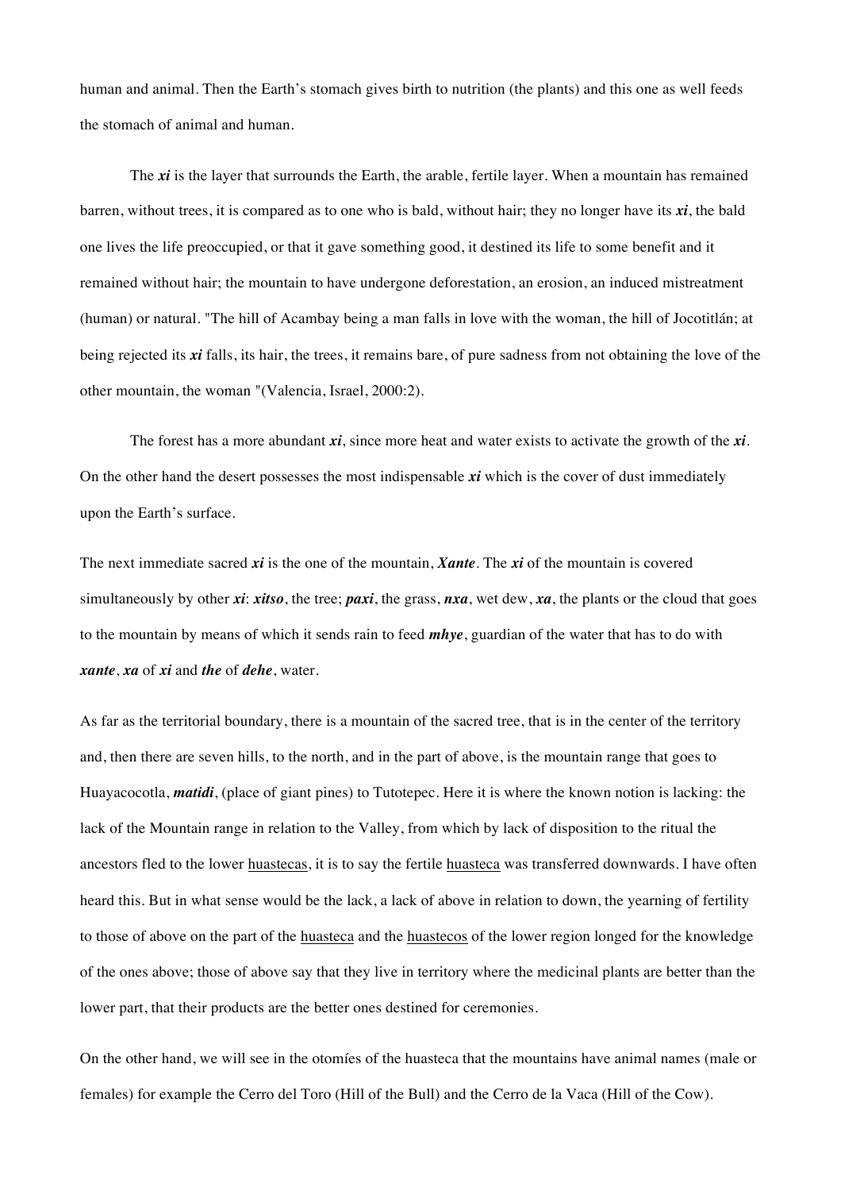human and animal. Then the Earth's stomach gives birth to nutrition (the plants) and this one as well feeds the stomach of animal and human.

The ***xi*** is the layer that surrounds the Earth, the arable, fertile layer. When a mountain has remained barren, without trees, it is compared as to one who is bald, without hair; they no longer have its ***xi***, the bald one lives the life preoccupied, or that it gave something good, it destined its life to some benefit and it remained without hair; the mountain to have undergone deforestation, an erosion, an induced mistreatment (human) or natural. "The hill of Acambay being a man falls in love with the woman, the hill of Jocotitlán; at being rejected its ***xi*** falls, its hair, the trees, it remains bare, of pure sadness from not obtaining the love of the other mountain, the woman "(Valencia, Israel, 2000:2).

The forest has a more abundant ***xi***, since more heat and water exists to activate the growth of the ***xi***. On the other hand the desert possesses the most indispensable ***xi*** which is the cover of dust immediately upon the Earth's surface.

The next immediate sacred ***xi*** is the one of the mountain, ***Xante***. The ***xi*** of the mountain is covered simultaneously by other ***xi***: ***xitso***, the tree; ***paxi***, the grass, ***nxa***, wet dew, ***xa***, the plants or the cloud that goes to the mountain by means of which it sends rain to feed ***mhye***, guardian of the water that has to do with ***xante***, ***xa*** of ***xi*** and ***the*** of ***dehe***, water.

As far as the territorial boundary, there is a mountain of the sacred tree, that is in the center of the territory and, then there are seven hills, to the north, and in the part of above, is the mountain range that goes to Huayacocotla, ***matidi***, (place of giant pines) to Tutotepec. Here it is where the known notion is lacking: the lack of the Mountain range in relation to the Valley, from which by lack of disposition to the ritual the ancestors fled to the lower huastecas, it is to say the fertile huasteca was transferred downwards. I have often heard this. But in what sense would be the lack, a lack of above in relation to down, the yearning of fertility to those of above on the part of the huasteca and the huastecos of the lower region longed for the knowledge of the ones above; those of above say that they live in territory where the medicinal plants are better than the lower part, that their products are the better ones destined for ceremonies.

On the other hand, we will see in the otomíes of the huasteca that the mountains have animal names (male or females) for example the Cerro del Toro (Hill of the Bull) and the Cerro de la Vaca (Hill of the Cow).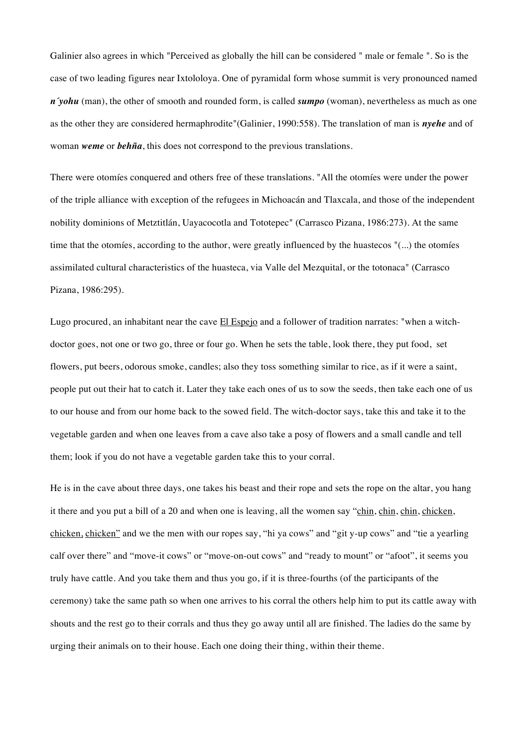Galinier also agrees in which "Perceived as globally the hill can be considered " male or female ". So is the case of two leading figures near Ixtololoya. One of pyramidal form whose summit is very pronounced named ***n´yohu*** (man), the other of smooth and rounded form, is called ***sumpo*** (woman), nevertheless as much as one as the other they are considered hermaphrodite"(Galinier, 1990:558). The translation of man is ***nyehe*** and of woman ***weme*** or ***behña***, this does not correspond to the previous translations.

There were otomíes conquered and others free of these translations. "All the otomíes were under the power of the triple alliance with exception of the refugees in Michoacán and Tlaxcala, and those of the independent nobility dominions of Metztitlán, Uayacocotla and Tototepec" (Carrasco Pizana, 1986:273). At the same time that the otomíes, according to the author, were greatly influenced by the huastecos "(...) the otomíes assimilated cultural characteristics of the huasteca, via Valle del Mezquital, or the totonaca" (Carrasco Pizana, 1986:295).

Lugo procured, an inhabitant near the cave <u>El Espejo</u> and a follower of tradition narrates: "when a witch-doctor goes, not one or two go, three or four go. When he sets the table, look there, they put food, set flowers, put beers, odorous smoke, candles; also they toss something similar to rice, as if it were a saint, people put out their hat to catch it. Later they take each ones of us to sow the seeds, then take each one of us to our house and from our home back to the sowed field. The witch-doctor says, take this and take it to the vegetable garden and when one leaves from a cave also take a posy of flowers and a small candle and tell them; look if you do not have a vegetable garden take this to your corral.

He is in the cave about three days, one takes his beast and their rope and sets the rope on the altar, you hang it there and you put a bill of a 20 and when one is leaving, all the women say "<u>chin</u>, <u>chin</u>, <u>chin</u>, <u>chicken</u>, <u>chicken</u>, <u>chicken"</u> and we the men with our ropes say, "hi ya cows" and "git y-up cows" and "tie a yearling calf over there" and "move-it cows" or "move-on-out cows" and "ready to mount" or "afoot", it seems you truly have cattle. And you take them and thus you go, if it is three-fourths (of the participants of the ceremony) take the same path so when one arrives to his corral the others help him to put its cattle away with shouts and the rest go to their corrals and thus they go away until all are finished. The ladies do the same by urging their animals on to their house. Each one doing their thing, within their theme.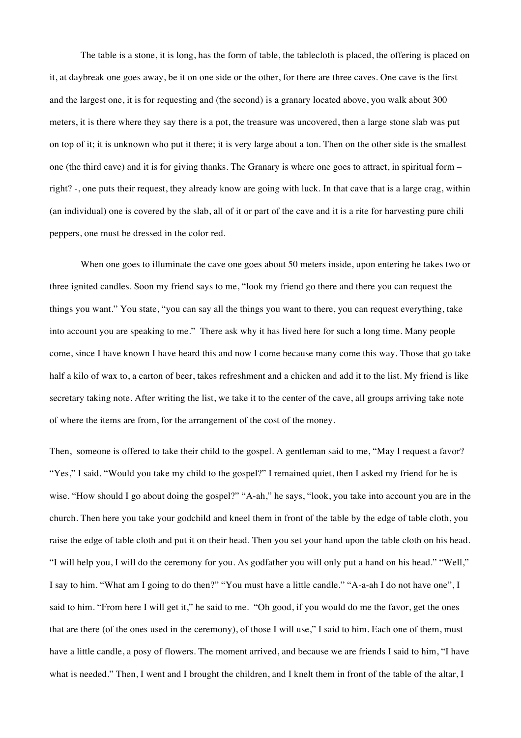The table is a stone, it is long, has the form of table, the tablecloth is placed, the offering is placed on it, at daybreak one goes away, be it on one side or the other, for there are three caves. One cave is the first and the largest one, it is for requesting and (the second) is a granary located above, you walk about 300 meters, it is there where they say there is a pot, the treasure was uncovered, then a large stone slab was put on top of it; it is unknown who put it there; it is very large about a ton. Then on the other side is the smallest one (the third cave) and it is for giving thanks. The Granary is where one goes to attract, in spiritual form – right? -, one puts their request, they already know are going with luck. In that cave that is a large crag, within (an individual) one is covered by the slab, all of it or part of the cave and it is a rite for harvesting pure chili peppers, one must be dressed in the color red.

When one goes to illuminate the cave one goes about 50 meters inside, upon entering he takes two or three ignited candles. Soon my friend says to me, "look my friend go there and there you can request the things you want." You state, "you can say all the things you want to there, you can request everything, take into account you are speaking to me." There ask why it has lived here for such a long time. Many people come, since I have known I have heard this and now I come because many come this way. Those that go take half a kilo of wax to, a carton of beer, takes refreshment and a chicken and add it to the list. My friend is like secretary taking note. After writing the list, we take it to the center of the cave, all groups arriving take note of where the items are from, for the arrangement of the cost of the money.

Then, someone is offered to take their child to the gospel. A gentleman said to me, "May I request a favor? "Yes," I said. "Would you take my child to the gospel?" I remained quiet, then I asked my friend for he is wise. "How should I go about doing the gospel?" "A-ah," he says, "look, you take into account you are in the church. Then here you take your godchild and kneel them in front of the table by the edge of table cloth, you raise the edge of table cloth and put it on their head. Then you set your hand upon the table cloth on his head. "I will help you, I will do the ceremony for you. As godfather you will only put a hand on his head." "Well," I say to him. "What am I going to do then?" "You must have a little candle." "A-a-ah I do not have one", I said to him. "From here I will get it," he said to me. "Oh good, if you would do me the favor, get the ones that are there (of the ones used in the ceremony), of those I will use," I said to him. Each one of them, must have a little candle, a posy of flowers. The moment arrived, and because we are friends I said to him, "I have what is needed." Then, I went and I brought the children, and I knelt them in front of the table of the altar, I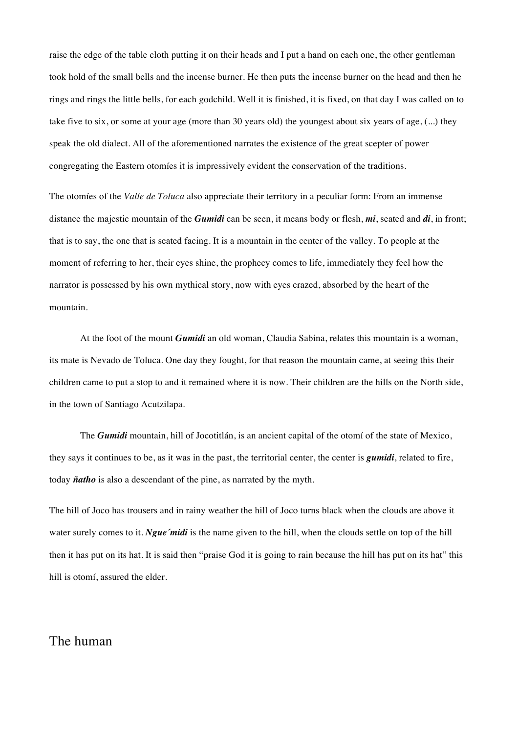raise the edge of the table cloth putting it on their heads and I put a hand on each one, the other gentleman took hold of the small bells and the incense burner. He then puts the incense burner on the head and then he rings and rings the little bells, for each godchild. Well it is finished, it is fixed, on that day I was called on to take five to six, or some at your age (more than 30 years old) the youngest about six years of age, (...) they speak the old dialect. All of the aforementioned narrates the existence of the great scepter of power congregating the Eastern otomíes it is impressively evident the conservation of the traditions.

The otomíes of the *Valle de Toluca* also appreciate their territory in a peculiar form: From an immense distance the majestic mountain of the ***Gumidi*** can be seen, it means body or flesh, ***mi***, seated and ***di***, in front; that is to say, the one that is seated facing. It is a mountain in the center of the valley. To people at the moment of referring to her, their eyes shine, the prophecy comes to life, immediately they feel how the narrator is possessed by his own mythical story, now with eyes crazed, absorbed by the heart of the mountain.

At the foot of the mount ***Gumidi*** an old woman, Claudia Sabina, relates this mountain is a woman, its mate is Nevado de Toluca. One day they fought, for that reason the mountain came, at seeing this their children came to put a stop to and it remained where it is now. Their children are the hills on the North side, in the town of Santiago Acutzilapa.

The ***Gumidi*** mountain, hill of Jocotitlán, is an ancient capital of the otomí of the state of Mexico, they says it continues to be, as it was in the past, the territorial center, the center is ***gumidi***, related to fire, today ***ñatho*** is also a descendant of the pine, as narrated by the myth.

The hill of Joco has trousers and in rainy weather the hill of Joco turns black when the clouds are above it water surely comes to it. ***Ngue´midi*** is the name given to the hill, when the clouds settle on top of the hill then it has put on its hat. It is said then "praise God it is going to rain because the hill has put on its hat" this hill is otomí, assured the elder.

## The human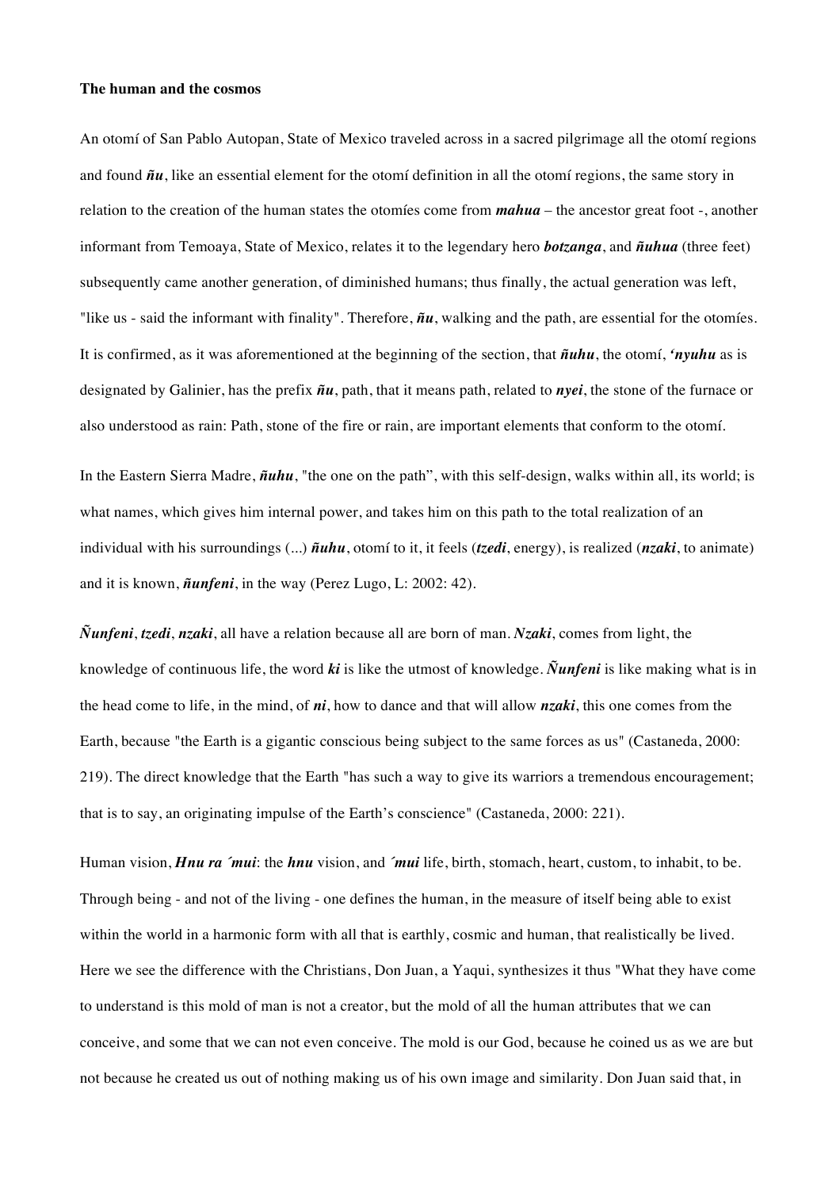**The human and the cosmos**

An otomí of San Pablo Autopan, State of Mexico traveled across in a sacred pilgrimage all the otomí regions and found ***ñu***, like an essential element for the otomí definition in all the otomí regions, the same story in relation to the creation of the human states the otomíes come from ***mahua*** – the ancestor great foot -, another informant from Temoaya, State of Mexico, relates it to the legendary hero ***botzanga***, and ***ñuhua*** (three feet) subsequently came another generation, of diminished humans; thus finally, the actual generation was left, "like us - said the informant with finality". Therefore, ***ñu***, walking and the path, are essential for the otomíes. It is confirmed, as it was aforementioned at the beginning of the section, that ***ñuhu***, the otomí, ***'nyuhu*** as is designated by Galinier, has the prefix ***ñu***, path, that it means path, related to ***nyei***, the stone of the furnace or also understood as rain: Path, stone of the fire or rain, are important elements that conform to the otomí.

In the Eastern Sierra Madre, ***ñuhu***, "the one on the path", with this self-design, walks within all, its world; is what names, which gives him internal power, and takes him on this path to the total realization of an individual with his surroundings (...) ***ñuhu***, otomí to it, it feels (***tzedi***, energy), is realized (***nzaki***, to animate) and it is known, ***ñunfeni***, in the way (Perez Lugo, L: 2002: 42).

***Ñunfeni***, ***tzedi***, ***nzaki***, all have a relation because all are born of man. ***Nzaki***, comes from light, the knowledge of continuous life, the word ***ki*** is like the utmost of knowledge. ***Ñunfeni*** is like making what is in the head come to life, in the mind, of ***ni***, how to dance and that will allow ***nzaki***, this one comes from the Earth, because "the Earth is a gigantic conscious being subject to the same forces as us" (Castaneda, 2000: 219). The direct knowledge that the Earth "has such a way to give its warriors a tremendous encouragement; that is to say, an originating impulse of the Earth's conscience" (Castaneda, 2000: 221).

Human vision, ***Hnu ra ´mui***: the ***hnu*** vision, and ***´mui*** life, birth, stomach, heart, custom, to inhabit, to be. Through being - and not of the living - one defines the human, in the measure of itself being able to exist within the world in a harmonic form with all that is earthly, cosmic and human, that realistically be lived. Here we see the difference with the Christians, Don Juan, a Yaqui, synthesizes it thus "What they have come to understand is this mold of man is not a creator, but the mold of all the human attributes that we can conceive, and some that we can not even conceive. The mold is our God, because he coined us as we are but not because he created us out of nothing making us of his own image and similarity. Don Juan said that, in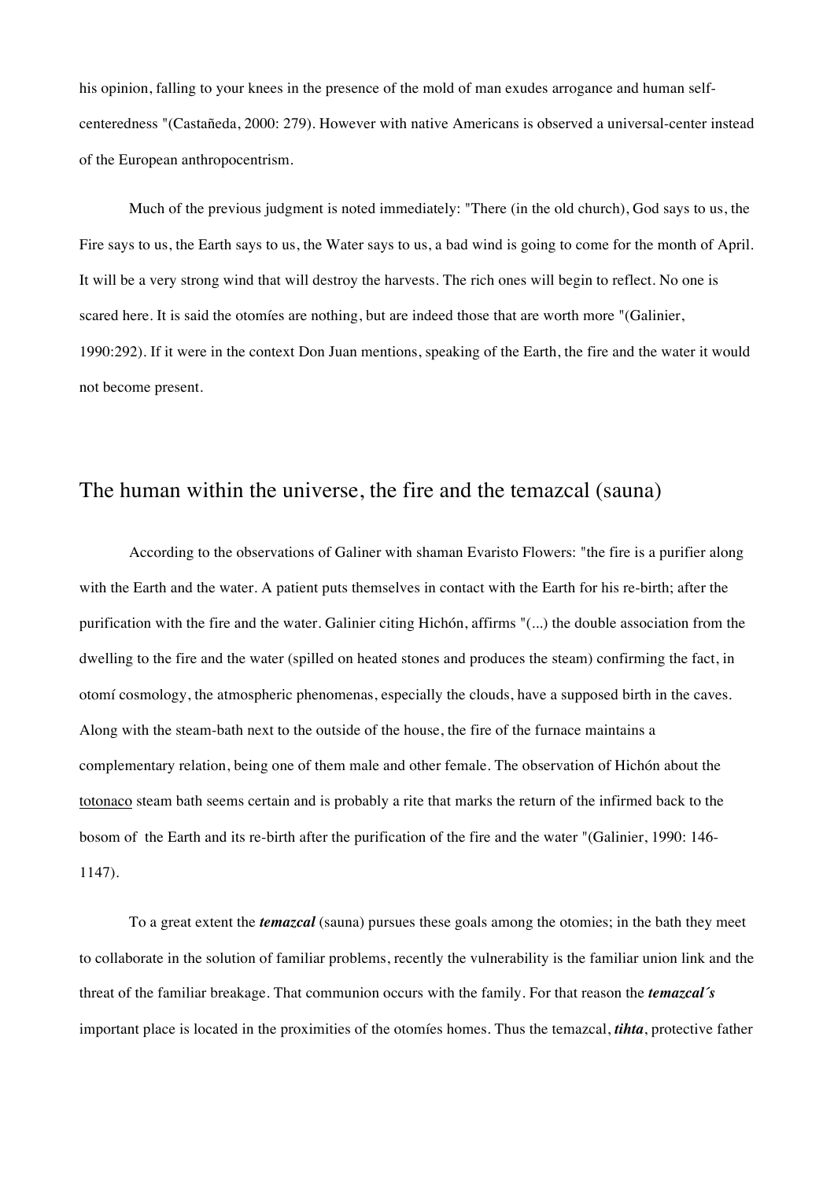his opinion, falling to your knees in the presence of the mold of man exudes arrogance and human self-centeredness "(Castañeda, 2000: 279). However with native Americans is observed a universal-center instead of the European anthropocentrism.

Much of the previous judgment is noted immediately: "There (in the old church), God says to us, the Fire says to us, the Earth says to us, the Water says to us, a bad wind is going to come for the month of April. It will be a very strong wind that will destroy the harvests. The rich ones will begin to reflect. No one is scared here. It is said the otomíes are nothing, but are indeed those that are worth more "(Galinier, 1990:292). If it were in the context Don Juan mentions, speaking of the Earth, the fire and the water it would not become present.

## The human within the universe, the fire and the temazcal (sauna)

According to the observations of Galiner with shaman Evaristo Flowers: "the fire is a purifier along with the Earth and the water. A patient puts themselves in contact with the Earth for his re-birth; after the purification with the fire and the water. Galinier citing Hichón, affirms "(...) the double association from the dwelling to the fire and the water (spilled on heated stones and produces the steam) confirming the fact, in otomí cosmology, the atmospheric phenomenas, especially the clouds, have a supposed birth in the caves. Along with the steam-bath next to the outside of the house, the fire of the furnace maintains a complementary relation, being one of them male and other female. The observation of Hichón about the totonaco steam bath seems certain and is probably a rite that marks the return of the infirmed back to the bosom of  the Earth and its re-birth after the purification of the fire and the water "(Galinier, 1990: 146-1147).

To a great extent the ***temazcal*** (sauna) pursues these goals among the otomies; in the bath they meet to collaborate in the solution of familiar problems, recently the vulnerability is the familiar union link and the threat of the familiar breakage. That communion occurs with the family. For that reason the ***temazcal´s*** important place is located in the proximities of the otomíes homes. Thus the temazcal, ***tihta***, protective father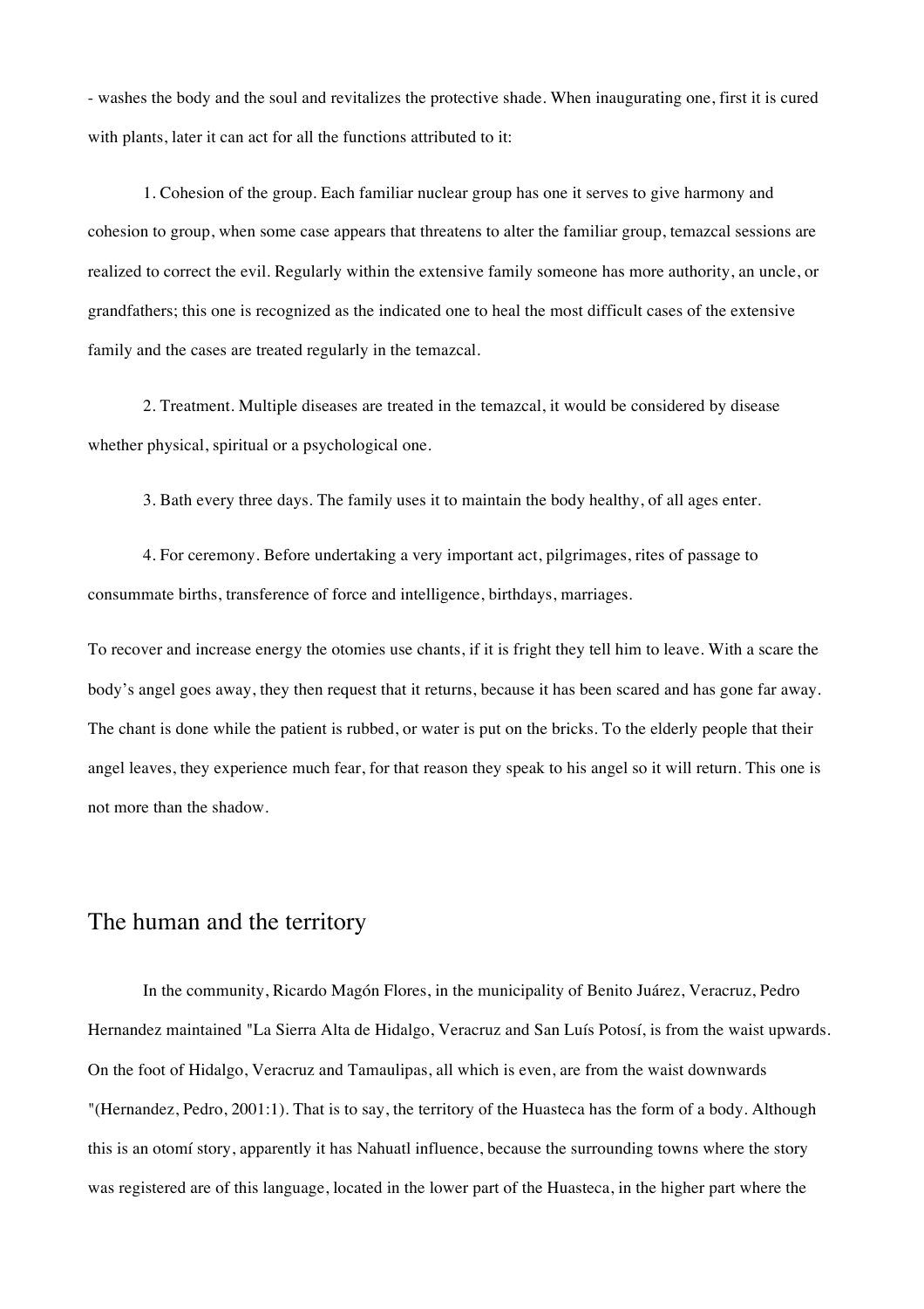- washes the body and the soul and revitalizes the protective shade. When inaugurating one, first it is cured with plants, later it can act for all the functions attributed to it:

1. Cohesion of the group. Each familiar nuclear group has one it serves to give harmony and cohesion to group, when some case appears that threatens to alter the familiar group, temazcal sessions are realized to correct the evil. Regularly within the extensive family someone has more authority, an uncle, or grandfathers; this one is recognized as the indicated one to heal the most difficult cases of the extensive family and the cases are treated regularly in the temazcal.

2. Treatment. Multiple diseases are treated in the temazcal, it would be considered by disease whether physical, spiritual or a psychological one.

3. Bath every three days. The family uses it to maintain the body healthy, of all ages enter.

4. For ceremony. Before undertaking a very important act, pilgrimages, rites of passage to consummate births, transference of force and intelligence, birthdays, marriages.

To recover and increase energy the otomies use chants, if it is fright they tell him to leave. With a scare the body's angel goes away, they then request that it returns, because it has been scared and has gone far away. The chant is done while the patient is rubbed, or water is put on the bricks. To the elderly people that their angel leaves, they experience much fear, for that reason they speak to his angel so it will return. This one is not more than the shadow.

## The human and the territory

In the community, Ricardo Magón Flores, in the municipality of Benito Juárez, Veracruz, Pedro Hernandez maintained "La Sierra Alta de Hidalgo, Veracruz and San Luís Potosí, is from the waist upwards. On the foot of Hidalgo, Veracruz and Tamaulipas, all which is even, are from the waist downwards "(Hernandez, Pedro, 2001:1). That is to say, the territory of the Huasteca has the form of a body. Although this is an otomí story, apparently it has Nahuatl influence, because the surrounding towns where the story was registered are of this language, located in the lower part of the Huasteca, in the higher part where the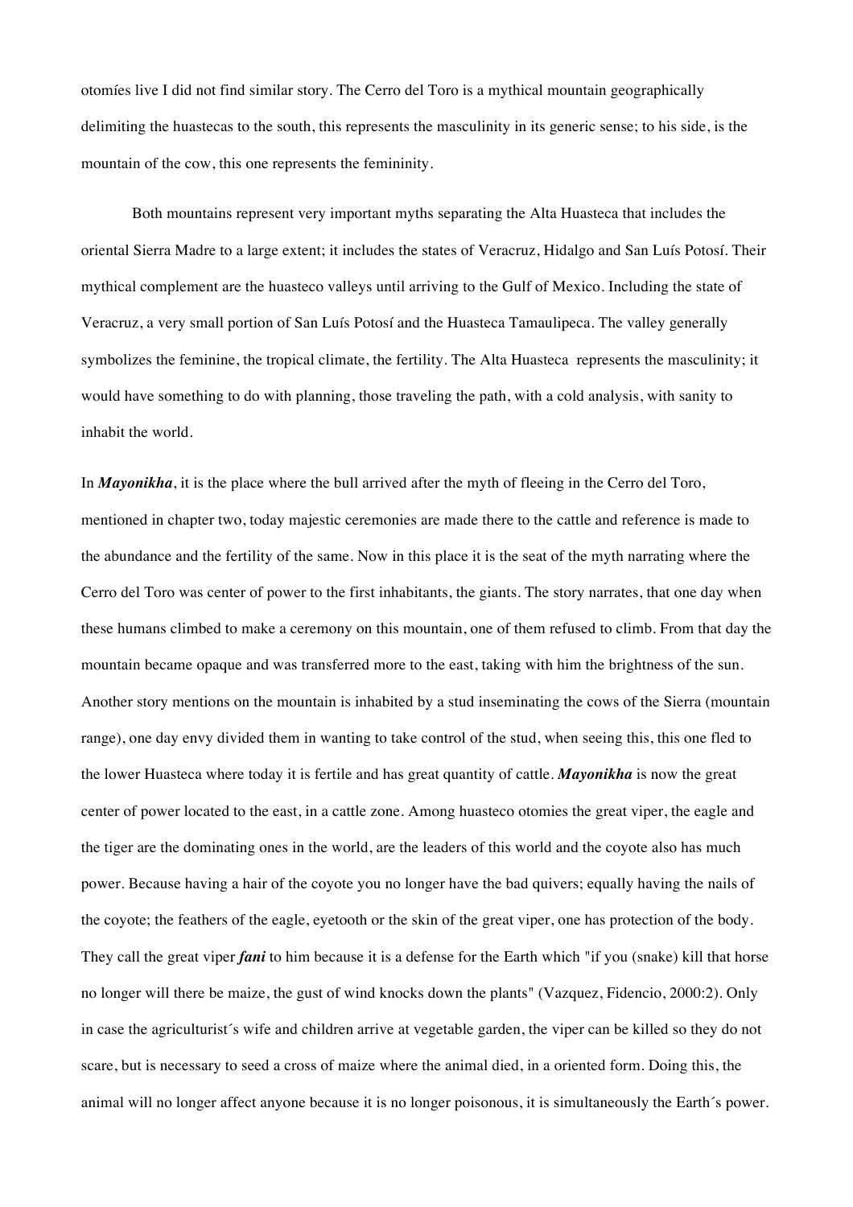otomíes live I did not find similar story. The Cerro del Toro is a mythical mountain geographically delimiting the huastecas to the south, this represents the masculinity in its generic sense; to his side, is the mountain of the cow, this one represents the femininity.

Both mountains represent very important myths separating the Alta Huasteca that includes the oriental Sierra Madre to a large extent; it includes the states of Veracruz, Hidalgo and San Luís Potosí. Their mythical complement are the huasteco valleys until arriving to the Gulf of Mexico. Including the state of Veracruz, a very small portion of San Luís Potosí and the Huasteca Tamaulipeca. The valley generally symbolizes the feminine, the tropical climate, the fertility. The Alta Huasteca represents the masculinity; it would have something to do with planning, those traveling the path, with a cold analysis, with sanity to inhabit the world.

In ***Mayonikha***, it is the place where the bull arrived after the myth of fleeing in the Cerro del Toro, mentioned in chapter two, today majestic ceremonies are made there to the cattle and reference is made to the abundance and the fertility of the same. Now in this place it is the seat of the myth narrating where the Cerro del Toro was center of power to the first inhabitants, the giants. The story narrates, that one day when these humans climbed to make a ceremony on this mountain, one of them refused to climb. From that day the mountain became opaque and was transferred more to the east, taking with him the brightness of the sun. Another story mentions on the mountain is inhabited by a stud inseminating the cows of the Sierra (mountain range), one day envy divided them in wanting to take control of the stud, when seeing this, this one fled to the lower Huasteca where today it is fertile and has great quantity of cattle. ***Mayonikha*** is now the great center of power located to the east, in a cattle zone. Among huasteco otomies the great viper, the eagle and the tiger are the dominating ones in the world, are the leaders of this world and the coyote also has much power. Because having a hair of the coyote you no longer have the bad quivers; equally having the nails of the coyote; the feathers of the eagle, eyetooth or the skin of the great viper, one has protection of the body. They call the great viper ***fani*** to him because it is a defense for the Earth which "if you (snake) kill that horse no longer will there be maize, the gust of wind knocks down the plants" (Vazquez, Fidencio, 2000:2). Only in case the agriculturist´s wife and children arrive at vegetable garden, the viper can be killed so they do not scare, but is necessary to seed a cross of maize where the animal died, in a oriented form. Doing this, the animal will no longer affect anyone because it is no longer poisonous, it is simultaneously the Earth´s power.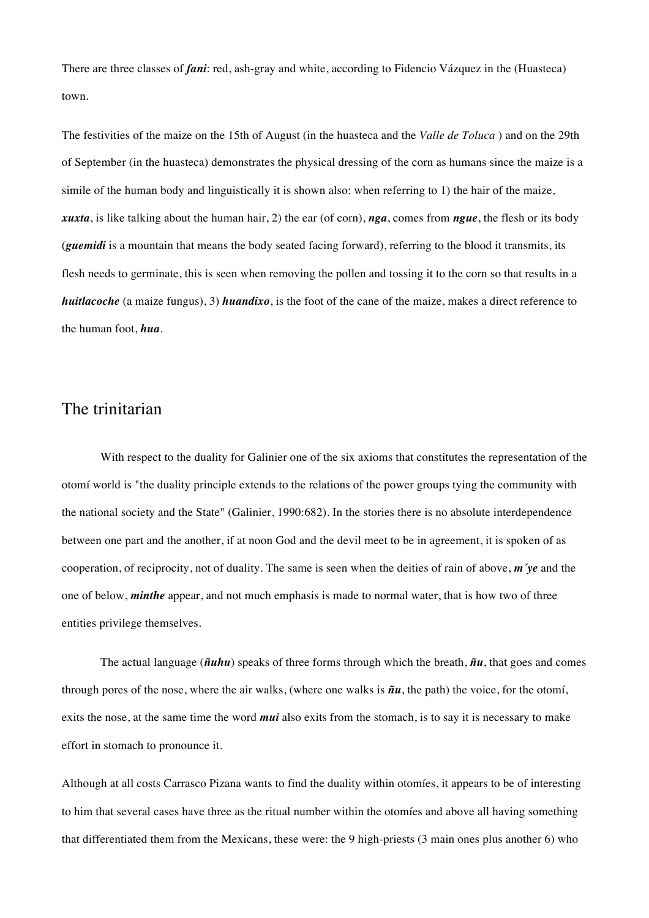There are three classes of ***fani***: red, ash-gray and white, according to Fidencio Vázquez in the (Huasteca) town.

The festivities of the maize on the 15th of August (in the huasteca and the *Valle de Toluca* ) and on the 29th of September (in the huasteca) demonstrates the physical dressing of the corn as humans since the maize is a simile of the human body and linguistically it is shown also: when referring to 1) the hair of the maize, ***xuxta***, is like talking about the human hair, 2) the ear (of corn), ***nga***, comes from ***ngue***, the flesh or its body (***guemidi*** is a mountain that means the body seated facing forward), referring to the blood it transmits, its flesh needs to germinate, this is seen when removing the pollen and tossing it to the corn so that results in a ***huitlacoche*** (a maize fungus), 3) ***huandixo***, is the foot of the cane of the maize, makes a direct reference to the human foot, ***hua***.

## The trinitarian

With respect to the duality for Galinier one of the six axioms that constitutes the representation of the otomí world is "the duality principle extends to the relations of the power groups tying the community with the national society and the State" (Galinier, 1990:682). In the stories there is no absolute interdependence between one part and the another, if at noon God and the devil meet to be in agreement, it is spoken of as cooperation, of reciprocity, not of duality. The same is seen when the deities of rain of above, ***m´ye*** and the one of below, ***minthe*** appear, and not much emphasis is made to normal water, that is how two of three entities privilege themselves.

The actual language (***ñuhu***) speaks of three forms through which the breath, ***ñu***, that goes and comes through pores of the nose, where the air walks, (where one walks is ***ñu***, the path) the voice, for the otomí, exits the nose, at the same time the word ***mui*** also exits from the stomach, is to say it is necessary to make effort in stomach to pronounce it.

Although at all costs Carrasco Pizana wants to find the duality within otomíes, it appears to be of interesting to him that several cases have three as the ritual number within the otomíes and above all having something that differentiated them from the Mexicans, these were: the 9 high-priests (3 main ones plus another 6) who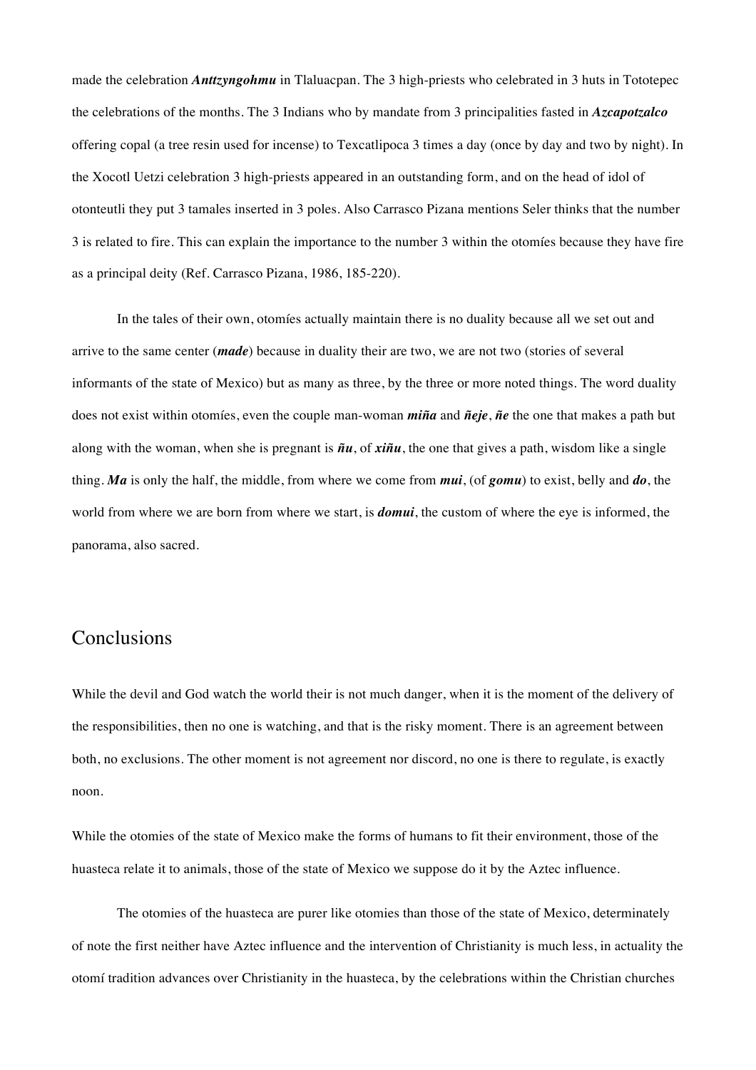made the celebration ***Anttzyngohmu*** in Tlaluacpan. The 3 high-priests who celebrated in 3 huts in Tototepec the celebrations of the months. The 3 Indians who by mandate from 3 principalities fasted in ***Azcapotzalco*** offering copal (a tree resin used for incense) to Texcatlipoca 3 times a day (once by day and two by night). In the Xocotl Uetzi celebration 3 high-priests appeared in an outstanding form, and on the head of idol of otonteutli they put 3 tamales inserted in 3 poles. Also Carrasco Pizana mentions Seler thinks that the number 3 is related to fire. This can explain the importance to the number 3 within the otomíes because they have fire as a principal deity (Ref. Carrasco Pizana, 1986, 185-220).

In the tales of their own, otomíes actually maintain there is no duality because all we set out and arrive to the same center (***made***) because in duality their are two, we are not two (stories of several informants of the state of Mexico) but as many as three, by the three or more noted things. The word duality does not exist within otomíes, even the couple man-woman ***miña*** and ***ñeje***, ***ñe*** the one that makes a path but along with the woman, when she is pregnant is ***ñu***, of ***xiñu***, the one that gives a path, wisdom like a single thing. ***Ma*** is only the half, the middle, from where we come from ***mui***, (of ***gomu***) to exist, belly and ***do***, the world from where we are born from where we start, is ***domui***, the custom of where the eye is informed, the panorama, also sacred.

## Conclusions

While the devil and God watch the world their is not much danger, when it is the moment of the delivery of the responsibilities, then no one is watching, and that is the risky moment. There is an agreement between both, no exclusions. The other moment is not agreement nor discord, no one is there to regulate, is exactly noon.

While the otomies of the state of Mexico make the forms of humans to fit their environment, those of the huasteca relate it to animals, those of the state of Mexico we suppose do it by the Aztec influence.

The otomies of the huasteca are purer like otomies than those of the state of Mexico, determinately of note the first neither have Aztec influence and the intervention of Christianity is much less, in actuality the otomí tradition advances over Christianity in the huasteca, by the celebrations within the Christian churches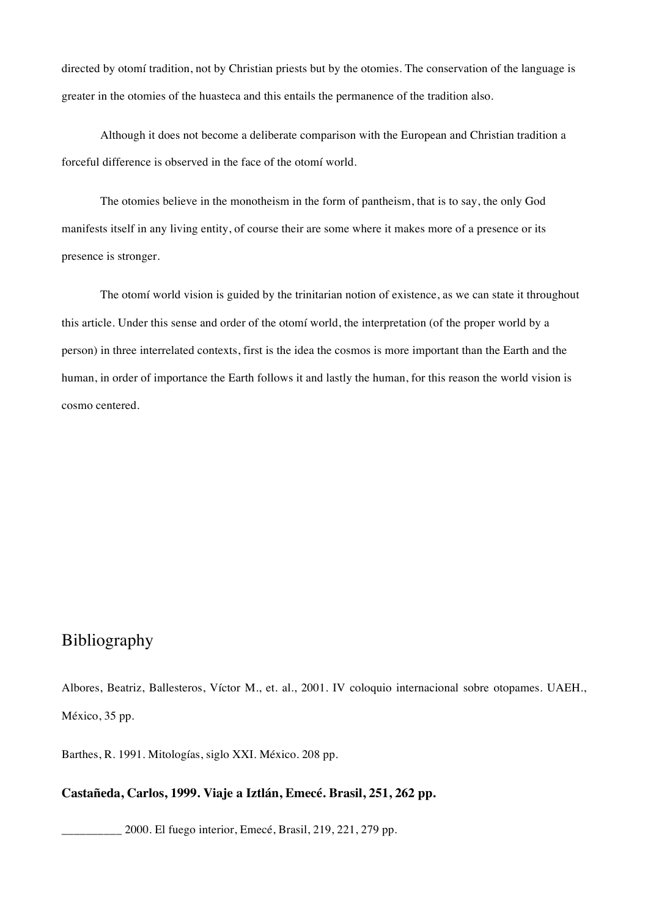directed by otomí tradition, not by Christian priests but by the otomies. The conservation of the language is greater in the otomies of the huasteca and this entails the permanence of the tradition also.

Although it does not become a deliberate comparison with the European and Christian tradition a forceful difference is observed in the face of the otomí world.

The otomies believe in the monotheism in the form of pantheism, that is to say, the only God manifests itself in any living entity, of course their are some where it makes more of a presence or its presence is stronger.

The otomí world vision is guided by the trinitarian notion of existence, as we can state it throughout this article. Under this sense and order of the otomí world, the interpretation (of the proper world by a person) in three interrelated contexts, first is the idea the cosmos is more important than the Earth and the human, in order of importance the Earth follows it and lastly the human, for this reason the world vision is cosmo centered.

## Bibliography

Albores, Beatriz, Ballesteros, Víctor M., et. al., 2001. IV coloquio internacional sobre otopames. UAEH., México, 35 pp.

Barthes, R. 1991. Mitologías, siglo XXI. México. 208 pp.

**Castañeda, Carlos, 1999. Viaje a Iztlán, Emecé. Brasil, 251, 262 pp.**

__________ 2000. El fuego interior, Emecé, Brasil, 219, 221, 279 pp.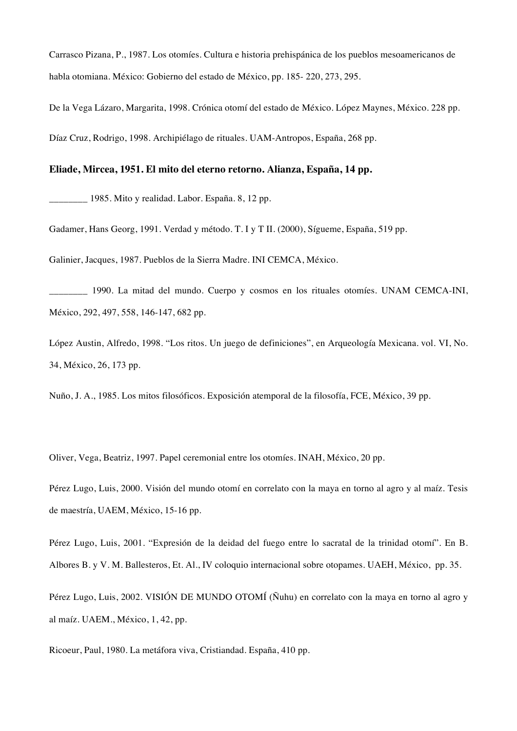Carrasco Pizana, P., 1987. Los otomíes. Cultura e historia prehispánica de los pueblos mesoamericanos de habla otomiana. México: Gobierno del estado de México, pp. 185- 220, 273, 295.

De la Vega Lázaro, Margarita, 1998. Crónica otomí del estado de México. López Maynes, México. 228 pp.

Díaz Cruz, Rodrigo, 1998. Archipiélago de rituales. UAM-Antropos, España, 268 pp.

**Eliade, Mircea, 1951. El mito del eterno retorno. Alianza, España, 14 pp.**

________ 1985. Mito y realidad. Labor. España. 8, 12 pp.

Gadamer, Hans Georg, 1991. Verdad y método. T. I y T II. (2000), Sígueme, España, 519 pp.

Galinier, Jacques, 1987. Pueblos de la Sierra Madre. INI CEMCA, México.

________ 1990. La mitad del mundo. Cuerpo y cosmos en los rituales otomíes. UNAM CEMCA-INI, México, 292, 497, 558, 146-147, 682 pp.

López Austin, Alfredo, 1998. "Los ritos. Un juego de definiciones", en Arqueología Mexicana. vol. VI, No. 34, México, 26, 173 pp.

Nuño, J. A., 1985. Los mitos filosóficos. Exposición atemporal de la filosofía, FCE, México, 39 pp.

Oliver, Vega, Beatriz, 1997. Papel ceremonial entre los otomíes. INAH, México, 20 pp.

Pérez Lugo, Luis, 2000. Visión del mundo otomí en correlato con la maya en torno al agro y al maíz. Tesis de maestría, UAEM, México, 15-16 pp.

Pérez Lugo, Luis, 2001. "Expresión de la deidad del fuego entre lo sacratal de la trinidad otomí". En B. Albores B. y V. M. Ballesteros, Et. Al., IV coloquio internacional sobre otopames. UAEH, México, pp. 35.

Pérez Lugo, Luis, 2002. VISIÓN DE MUNDO OTOMÍ (Ñuhu) en correlato con la maya en torno al agro y al maíz. UAEM., México, 1, 42, pp.

Ricoeur, Paul, 1980. La metáfora viva, Cristiandad. España, 410 pp.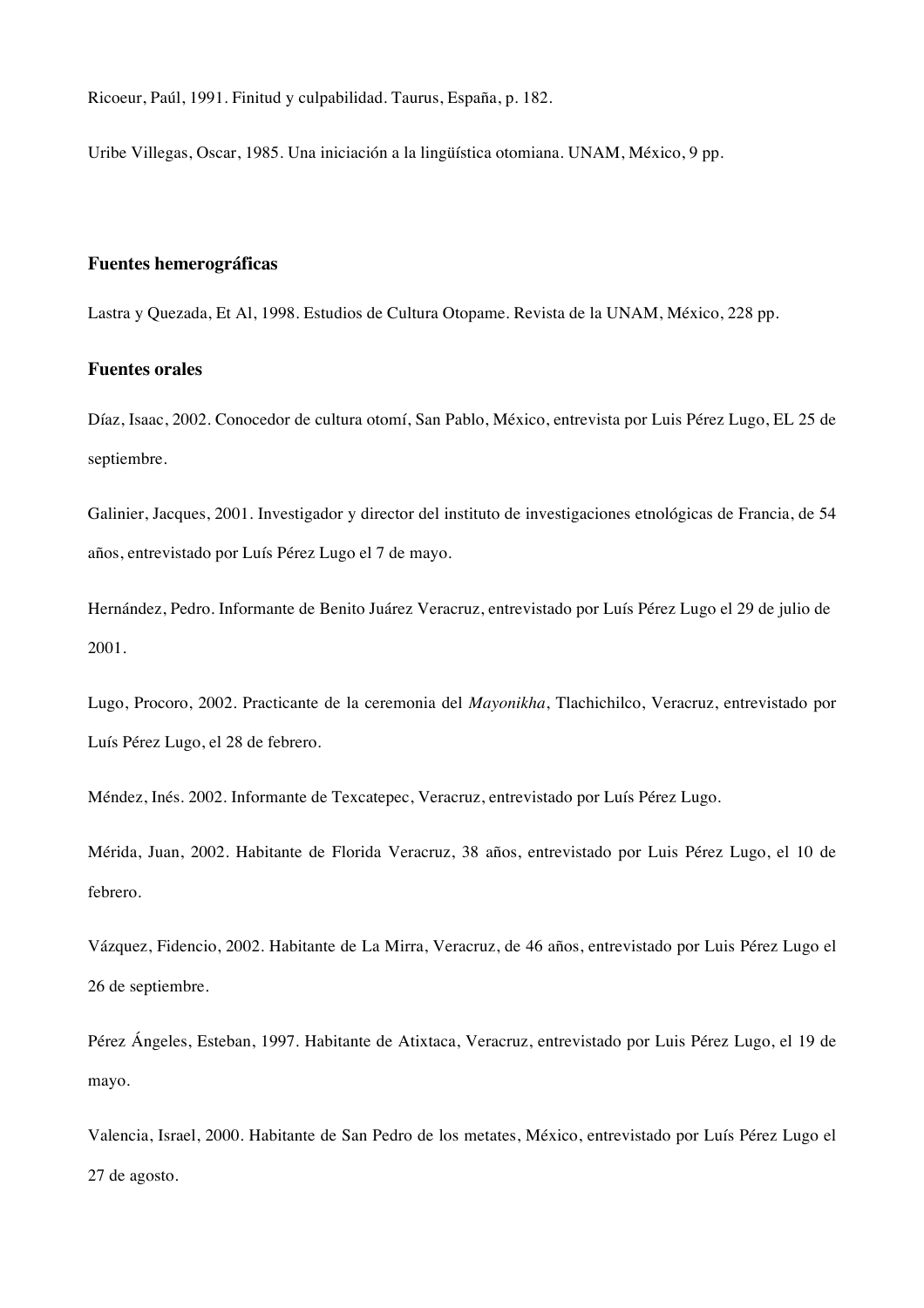Ricoeur, Paúl, 1991. Finitud y culpabilidad. Taurus, España, p. 182.

Uribe Villegas, Oscar, 1985. Una iniciación a la lingüística otomiana. UNAM, México, 9 pp.

### Fuentes hemerográficas

Lastra y Quezada, Et Al, 1998. Estudios de Cultura Otopame. Revista de la UNAM, México, 228 pp.

### Fuentes orales

Díaz, Isaac, 2002. Conocedor de cultura otomí, San Pablo, México, entrevista por Luis Pérez Lugo, EL 25 de septiembre.

Galinier, Jacques, 2001. Investigador y director del instituto de investigaciones etnológicas de Francia, de 54 años, entrevistado por Luís Pérez Lugo el 7 de mayo.

Hernández, Pedro. Informante de Benito Juárez Veracruz, entrevistado por Luís Pérez Lugo el 29 de julio de 2001.

Lugo, Procoro, 2002. Practicante de la ceremonia del *Mayonikha*, Tlachichilco, Veracruz, entrevistado por Luís Pérez Lugo, el 28 de febrero.

Méndez, Inés. 2002. Informante de Texcatepec, Veracruz, entrevistado por Luís Pérez Lugo.

Mérida, Juan, 2002. Habitante de Florida Veracruz, 38 años, entrevistado por Luis Pérez Lugo, el 10 de febrero.

Vázquez, Fidencio, 2002. Habitante de La Mirra, Veracruz, de 46 años, entrevistado por Luis Pérez Lugo el 26 de septiembre.

Pérez Ángeles, Esteban, 1997. Habitante de Atixtaca, Veracruz, entrevistado por Luis Pérez Lugo, el 19 de mayo.

Valencia, Israel, 2000. Habitante de San Pedro de los metates, México, entrevistado por Luís Pérez Lugo el 27 de agosto.